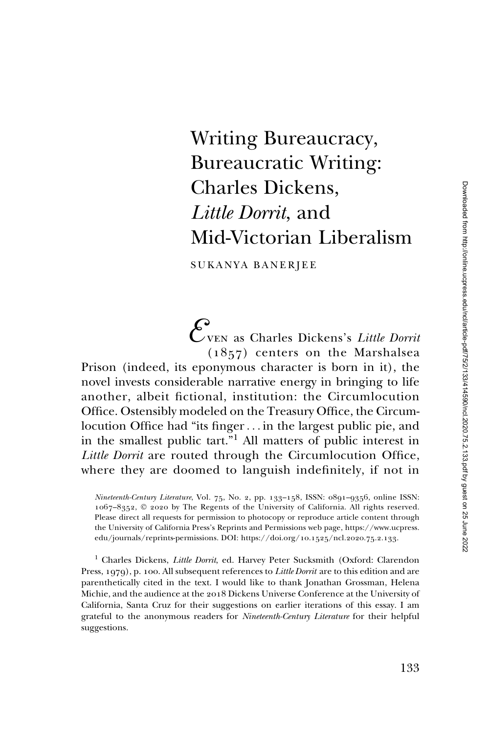# Writing Bureaucracy, Bureaucratic Writing: Charles Dickens, *Little Dorrit*, and Mid-Victorian Liberalism

SUKANYA BANERJEE

EVEN as Charles Dickens's *Little Dorrit* (1857) centers on the Marshalsea Prison (indeed, its eponymous character is born in it), the novel invests considerable narrative energy in bringing to life another, albeit fictional, institution: the Circumlocution Office. Ostensibly modeled on the Treasury Office, the Circumlocution Office had "its finger . . . in the largest public pie, and in the smallest public tart."[1] All matters of public interest in *Little Dorrit* are routed through the Circumlocution Office, where they are doomed to languish indefinitely, if not in

*Nineteenth-Century Literature*, Vol. 75, No. 2, pp. 133–158, ISSN: 0891–9356, online ISSN: 1067–8352, © 2020 by The Regents of the University of California. All rights reserved. Please direct all requests for permission to photocopy or reproduce article content through the University of California Press's Reprints and Permissions web page, https://www.ucpress.edu/journals/reprints-permissions. DOI: https://doi.org/10.1525/ncl.2020.75.2.133.

[1] Charles Dickens, *Little Dorrit*, ed. Harvey Peter Sucksmith (Oxford: Clarendon Press, 1979), p. 100. All subsequent references to *Little Dorrit* are to this edition and are parenthetically cited in the text. I would like to thank Jonathan Grossman, Helena Michie, and the audience at the 2018 Dickens Universe Conference at the University of California, Santa Cruz for their suggestions on earlier iterations of this essay. I am grateful to the anonymous readers for *Nineteenth-Century Literature* for their helpful suggestions.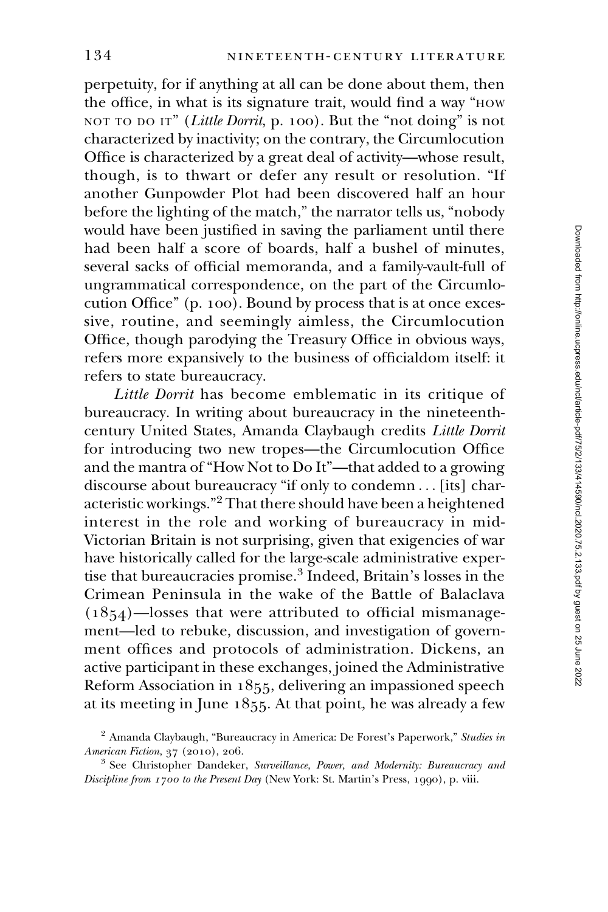perpetuity, for if anything at all can be done about them, then the office, in what is its signature trait, would find a way "HOW NOT TO DO IT" (*Little Dorrit*, p. 100). But the "not doing" is not characterized by inactivity; on the contrary, the Circumlocution Office is characterized by a great deal of activity—whose result, though, is to thwart or defer any result or resolution. "If another Gunpowder Plot had been discovered half an hour before the lighting of the match," the narrator tells us, "nobody would have been justified in saving the parliament until there had been half a score of boards, half a bushel of minutes, several sacks of official memoranda, and a family-vault-full of ungrammatical correspondence, on the part of the Circumlocution Office" (p. 100). Bound by process that is at once excessive, routine, and seemingly aimless, the Circumlocution Office, though parodying the Treasury Office in obvious ways, refers more expansively to the business of officialdom itself: it refers to state bureaucracy.

*Little Dorrit* has become emblematic in its critique of bureaucracy. In writing about bureaucracy in the nineteenth-century United States, Amanda Claybaugh credits *Little Dorrit* for introducing two new tropes—the Circumlocution Office and the mantra of "How Not to Do It"—that added to a growing discourse about bureaucracy "if only to condemn . . . [its] characteristic workings."[2] That there should have been a heightened interest in the role and working of bureaucracy in mid-Victorian Britain is not surprising, given that exigencies of war have historically called for the large-scale administrative expertise that bureaucracies promise.[3] Indeed, Britain's losses in the Crimean Peninsula in the wake of the Battle of Balaclava (1854)—losses that were attributed to official mismanagement—led to rebuke, discussion, and investigation of government offices and protocols of administration. Dickens, an active participant in these exchanges, joined the Administrative Reform Association in 1855, delivering an impassioned speech at its meeting in June 1855. At that point, he was already a few

[2] Amanda Claybaugh, "Bureaucracy in America: De Forest's Paperwork," *Studies in American Fiction*, 37 (2010), 206.

[3] See Christopher Dandeker, *Surveillance, Power, and Modernity: Bureaucracy and Discipline from 1700 to the Present Day* (New York: St. Martin's Press, 1990), p. viii.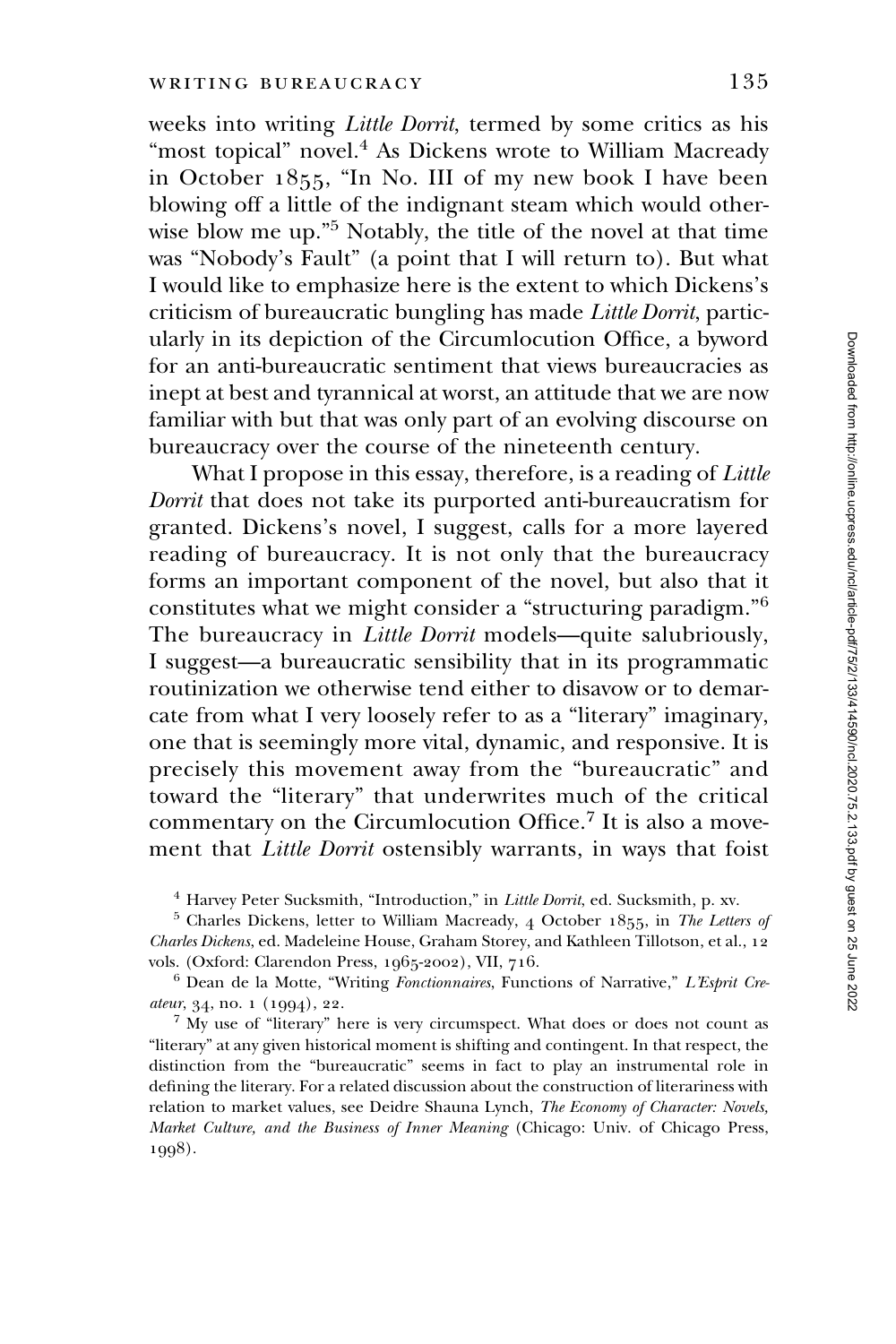weeks into writing *Little Dorrit*, termed by some critics as his "most topical" novel.[4] As Dickens wrote to William Macready in October 1855, "In No. III of my new book I have been blowing off a little of the indignant steam which would otherwise blow me up."[5] Notably, the title of the novel at that time was "Nobody's Fault" (a point that I will return to). But what I would like to emphasize here is the extent to which Dickens's criticism of bureaucratic bungling has made *Little Dorrit*, particularly in its depiction of the Circumlocution Office, a byword for an anti-bureaucratic sentiment that views bureaucracies as inept at best and tyrannical at worst, an attitude that we are now familiar with but that was only part of an evolving discourse on bureaucracy over the course of the nineteenth century.

What I propose in this essay, therefore, is a reading of *Little Dorrit* that does not take its purported anti-bureaucratism for granted. Dickens's novel, I suggest, calls for a more layered reading of bureaucracy. It is not only that the bureaucracy forms an important component of the novel, but also that it constitutes what we might consider a "structuring paradigm."[6] The bureaucracy in *Little Dorrit* models—quite salubriously, I suggest—a bureaucratic sensibility that in its programmatic routinization we otherwise tend either to disavow or to demarcate from what I very loosely refer to as a "literary" imaginary, one that is seemingly more vital, dynamic, and responsive. It is precisely this movement away from the "bureaucratic" and toward the "literary" that underwrites much of the critical commentary on the Circumlocution Office.[7] It is also a movement that *Little Dorrit* ostensibly warrants, in ways that foist

[4] Harvey Peter Sucksmith, "Introduction," in *Little Dorrit*, ed. Sucksmith, p. xv.

[5] Charles Dickens, letter to William Macready, 4 October 1855, in *The Letters of Charles Dickens*, ed. Madeleine House, Graham Storey, and Kathleen Tillotson, et al., 12 vols. (Oxford: Clarendon Press, 1965-2002), VII, 716.

[6] Dean de la Motte, "Writing *Fonctionnaires*, Functions of Narrative," *L'Esprit Createur*, 34, no. 1 (1994), 22.

[7] My use of "literary" here is very circumspect. What does or does not count as "literary" at any given historical moment is shifting and contingent. In that respect, the distinction from the "bureaucratic" seems in fact to play an instrumental role in defining the literary. For a related discussion about the construction of literariness with relation to market values, see Deidre Shauna Lynch, *The Economy of Character: Novels, Market Culture, and the Business of Inner Meaning* (Chicago: Univ. of Chicago Press, 1998).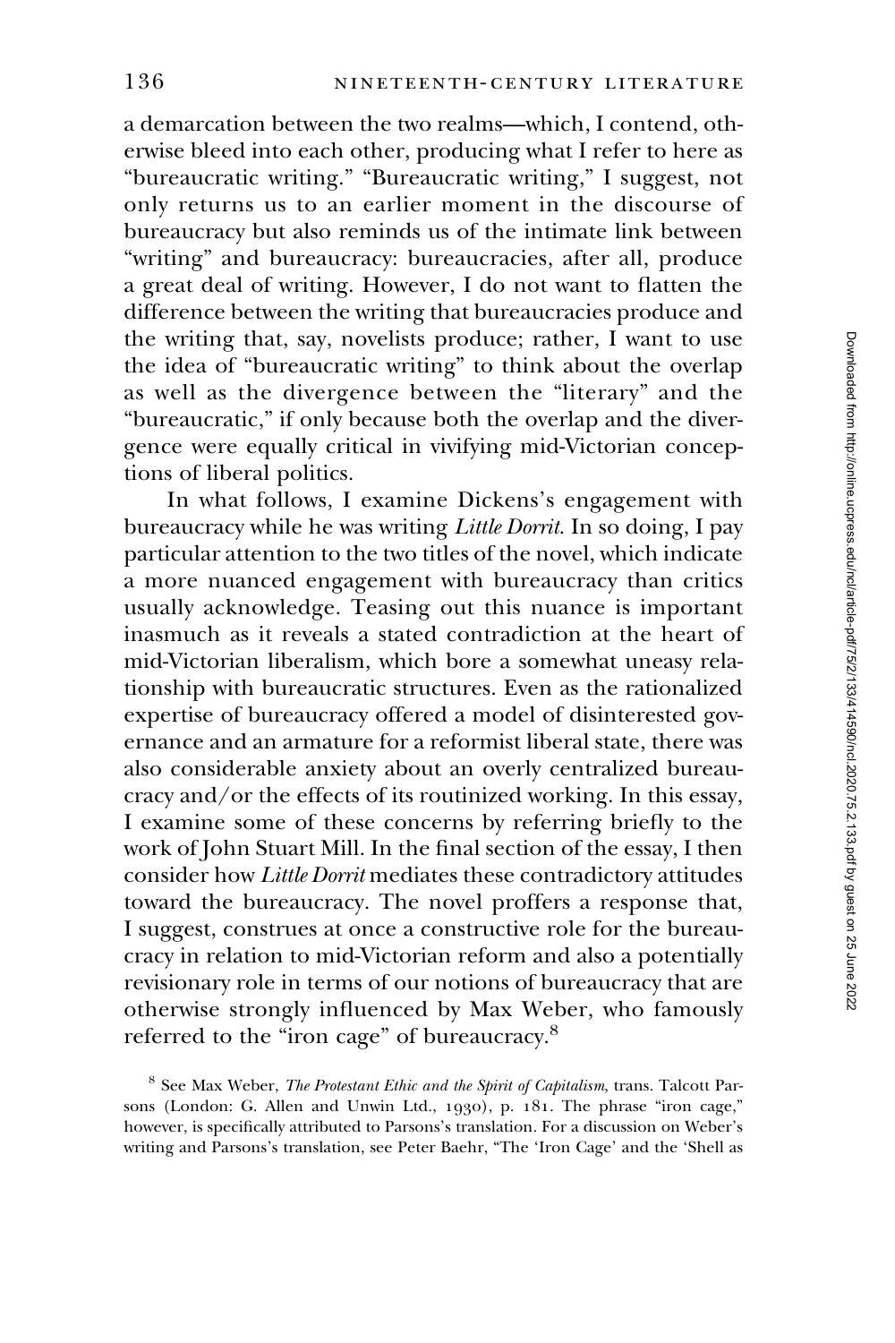a demarcation between the two realms—which, I contend, otherwise bleed into each other, producing what I refer to here as "bureaucratic writing." "Bureaucratic writing," I suggest, not only returns us to an earlier moment in the discourse of bureaucracy but also reminds us of the intimate link between "writing" and bureaucracy: bureaucracies, after all, produce a great deal of writing. However, I do not want to flatten the difference between the writing that bureaucracies produce and the writing that, say, novelists produce; rather, I want to use the idea of "bureaucratic writing" to think about the overlap as well as the divergence between the "literary" and the "bureaucratic," if only because both the overlap and the divergence were equally critical in vivifying mid-Victorian conceptions of liberal politics.

In what follows, I examine Dickens's engagement with bureaucracy while he was writing *Little Dorrit*. In so doing, I pay particular attention to the two titles of the novel, which indicate a more nuanced engagement with bureaucracy than critics usually acknowledge. Teasing out this nuance is important inasmuch as it reveals a stated contradiction at the heart of mid-Victorian liberalism, which bore a somewhat uneasy relationship with bureaucratic structures. Even as the rationalized expertise of bureaucracy offered a model of disinterested governance and an armature for a reformist liberal state, there was also considerable anxiety about an overly centralized bureaucracy and/or the effects of its routinized working. In this essay, I examine some of these concerns by referring briefly to the work of John Stuart Mill. In the final section of the essay, I then consider how *Little Dorrit* mediates these contradictory attitudes toward the bureaucracy. The novel proffers a response that, I suggest, construes at once a constructive role for the bureaucracy in relation to mid-Victorian reform and also a potentially revisionary role in terms of our notions of bureaucracy that are otherwise strongly influenced by Max Weber, who famously referred to the "iron cage" of bureaucracy.[8]

[8] See Max Weber, *The Protestant Ethic and the Spirit of Capitalism*, trans. Talcott Parsons (London: G. Allen and Unwin Ltd., 1930), p. 181. The phrase "iron cage," however, is specifically attributed to Parsons's translation. For a discussion on Weber's writing and Parsons's translation, see Peter Baehr, "The 'Iron Cage' and the 'Shell as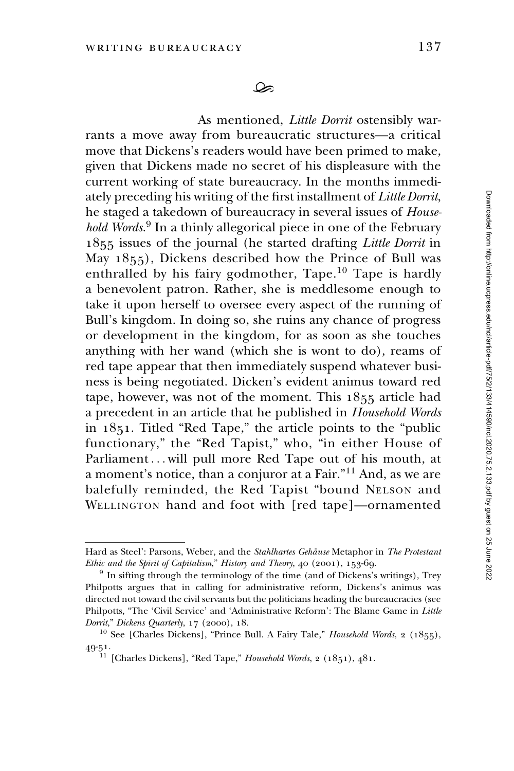As mentioned, *Little Dorrit* ostensibly warrants a move away from bureaucratic structures—a critical move that Dickens's readers would have been primed to make, given that Dickens made no secret of his displeasure with the current working of state bureaucracy. In the months immediately preceding his writing of the first installment of *Little Dorrit*, he staged a takedown of bureaucracy in several issues of *Household Words*.[9] In a thinly allegorical piece in one of the February 1855 issues of the journal (he started drafting *Little Dorrit* in May 1855), Dickens described how the Prince of Bull was enthralled by his fairy godmother, Tape.[10] Tape is hardly a benevolent patron. Rather, she is meddlesome enough to take it upon herself to oversee every aspect of the running of Bull's kingdom. In doing so, she ruins any chance of progress or development in the kingdom, for as soon as she touches anything with her wand (which she is wont to do), reams of red tape appear that then immediately suspend whatever business is being negotiated. Dicken's evident animus toward red tape, however, was not of the moment. This 1855 article had a precedent in an article that he published in *Household Words* in 1851. Titled "Red Tape," the article points to the "public functionary," the "Red Tapist," who, "in either House of Parliament . . . will pull more Red Tape out of his mouth, at a moment's notice, than a conjuror at a Fair."[11] And, as we are balefully reminded, the Red Tapist "bound NELSON and WELLINGTON hand and foot with [red tape]—ornamented

---

Hard as Steel': Parsons, Weber, and the *Stahlhartes Gehäuse* Metaphor in *The Protestant Ethic and the Spirit of Capitalism*," *History and Theory*, 40 (2001), 153-69.

[9] In sifting through the terminology of the time (and of Dickens's writings), Trey Philpotts argues that in calling for administrative reform, Dickens's animus was directed not toward the civil servants but the politicians heading the bureaucracies (see Philpotts, "The 'Civil Service' and 'Administrative Reform': The Blame Game in *Little Dorrit*," *Dickens Quarterly*, 17 (2000), 18.

[10] See [Charles Dickens], "Prince Bull. A Fairy Tale," *Household Words*, 2 (1855), 49-51.

[11] [Charles Dickens], "Red Tape," *Household Words*, 2 (1851), 481.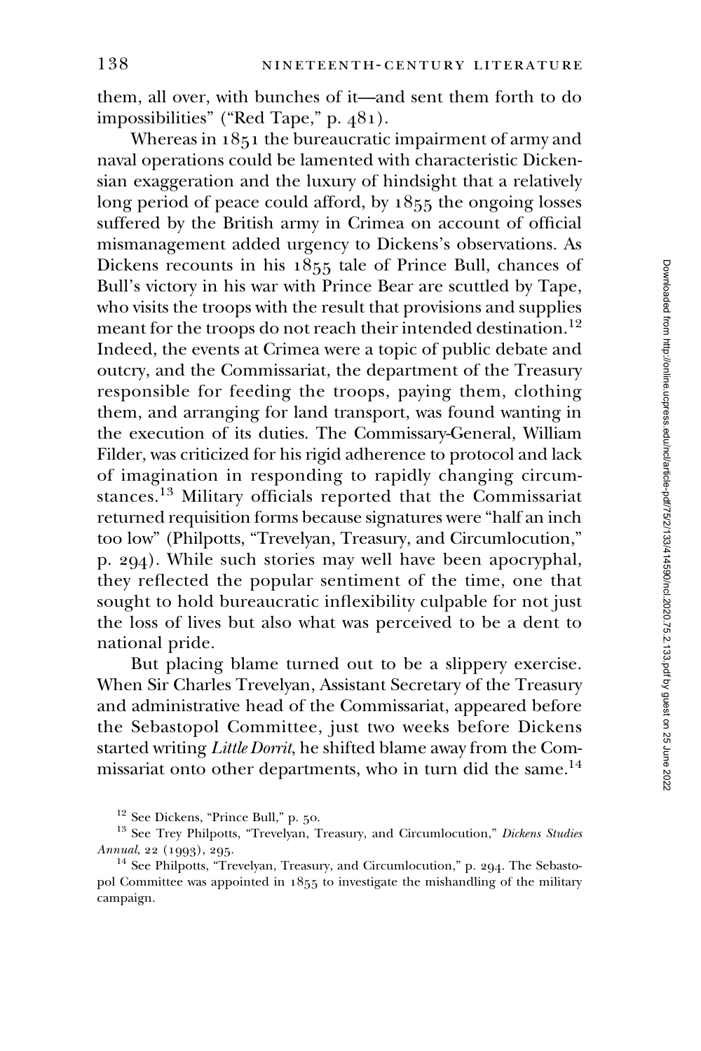them, all over, with bunches of it—and sent them forth to do impossibilities" ("Red Tape," p. 481).

Whereas in 1851 the bureaucratic impairment of army and naval operations could be lamented with characteristic Dickensian exaggeration and the luxury of hindsight that a relatively long period of peace could afford, by 1855 the ongoing losses suffered by the British army in Crimea on account of official mismanagement added urgency to Dickens's observations. As Dickens recounts in his 1855 tale of Prince Bull, chances of Bull's victory in his war with Prince Bear are scuttled by Tape, who visits the troops with the result that provisions and supplies meant for the troops do not reach their intended destination.[12] Indeed, the events at Crimea were a topic of public debate and outcry, and the Commissariat, the department of the Treasury responsible for feeding the troops, paying them, clothing them, and arranging for land transport, was found wanting in the execution of its duties. The Commissary-General, William Filder, was criticized for his rigid adherence to protocol and lack of imagination in responding to rapidly changing circumstances.[13] Military officials reported that the Commissariat returned requisition forms because signatures were "half an inch too low" (Philpotts, "Trevelyan, Treasury, and Circumlocution," p. 294). While such stories may well have been apocryphal, they reflected the popular sentiment of the time, one that sought to hold bureaucratic inflexibility culpable for not just the loss of lives but also what was perceived to be a dent to national pride.

But placing blame turned out to be a slippery exercise. When Sir Charles Trevelyan, Assistant Secretary of the Treasury and administrative head of the Commissariat, appeared before the Sebastopol Committee, just two weeks before Dickens started writing *Little Dorrit*, he shifted blame away from the Commissariat onto other departments, who in turn did the same.[14]

---

[12] See Dickens, "Prince Bull," p. 50.

[13] See Trey Philpotts, "Trevelyan, Treasury, and Circumlocution," *Dickens Studies Annual*, 22 (1993), 295.

[14] See Philpotts, "Trevelyan, Treasury, and Circumlocution," p. 294. The Sebastopol Committee was appointed in 1855 to investigate the mishandling of the military campaign.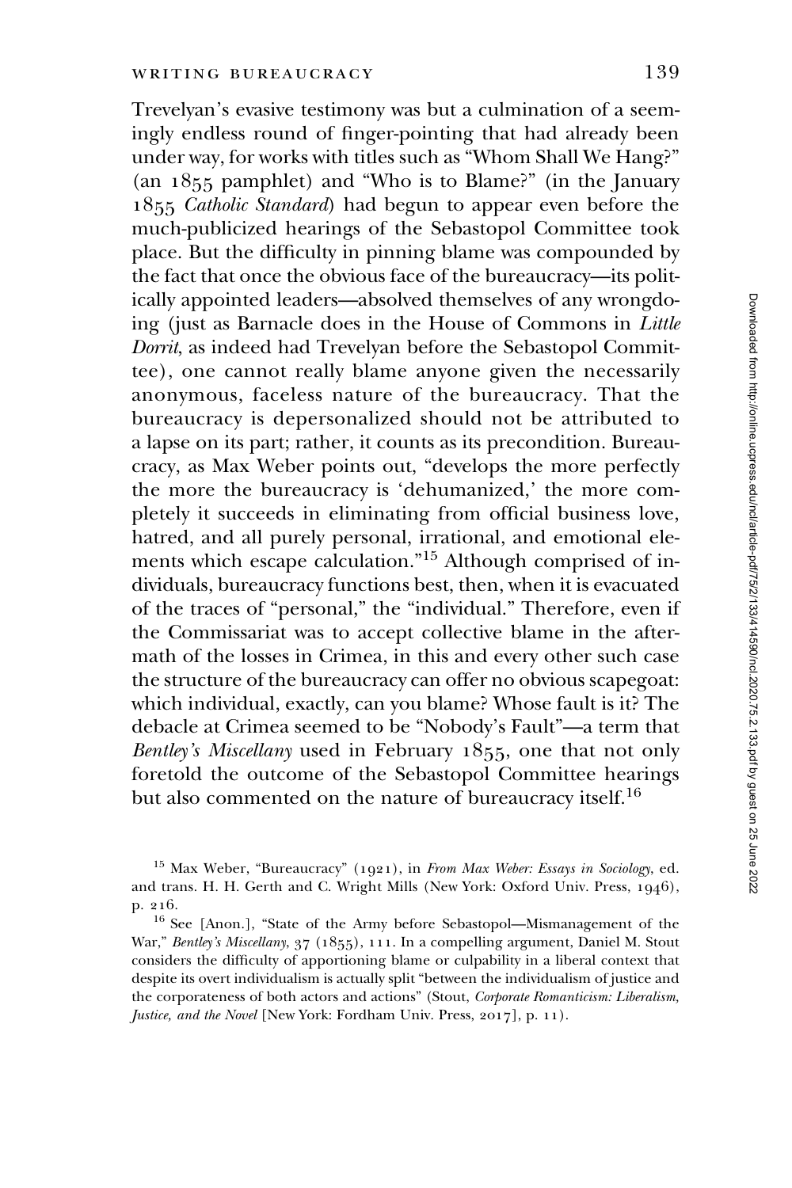Trevelyan's evasive testimony was but a culmination of a seemingly endless round of finger-pointing that had already been under way, for works with titles such as "Whom Shall We Hang?" (an 1855 pamphlet) and "Who is to Blame?" (in the January 1855 *Catholic Standard*) had begun to appear even before the much-publicized hearings of the Sebastopol Committee took place. But the difficulty in pinning blame was compounded by the fact that once the obvious face of the bureaucracy—its politically appointed leaders—absolved themselves of any wrongdoing (just as Barnacle does in the House of Commons in *Little Dorrit*, as indeed had Trevelyan before the Sebastopol Committee), one cannot really blame anyone given the necessarily anonymous, faceless nature of the bureaucracy. That the bureaucracy is depersonalized should not be attributed to a lapse on its part; rather, it counts as its precondition. Bureaucracy, as Max Weber points out, "develops the more perfectly the more the bureaucracy is 'dehumanized,' the more completely it succeeds in eliminating from official business love, hatred, and all purely personal, irrational, and emotional elements which escape calculation."[15] Although comprised of individuals, bureaucracy functions best, then, when it is evacuated of the traces of "personal," the "individual." Therefore, even if the Commissariat was to accept collective blame in the aftermath of the losses in Crimea, in this and every other such case the structure of the bureaucracy can offer no obvious scapegoat: which individual, exactly, can you blame? Whose fault is it? The debacle at Crimea seemed to be "Nobody's Fault"—a term that *Bentley's Miscellany* used in February 1855, one that not only foretold the outcome of the Sebastopol Committee hearings but also commented on the nature of bureaucracy itself.[16]

[15] Max Weber, "Bureaucracy" (1921), in *From Max Weber: Essays in Sociology*, ed. and trans. H. H. Gerth and C. Wright Mills (New York: Oxford Univ. Press, 1946), p. 216.

[16] See [Anon.], "State of the Army before Sebastopol—Mismanagement of the War," *Bentley's Miscellany*, 37 (1855), 111. In a compelling argument, Daniel M. Stout considers the difficulty of apportioning blame or culpability in a liberal context that despite its overt individualism is actually split "between the individualism of justice and the corporateness of both actors and actions" (Stout, *Corporate Romanticism: Liberalism, Justice, and the Novel* [New York: Fordham Univ. Press, 2017], p. 11).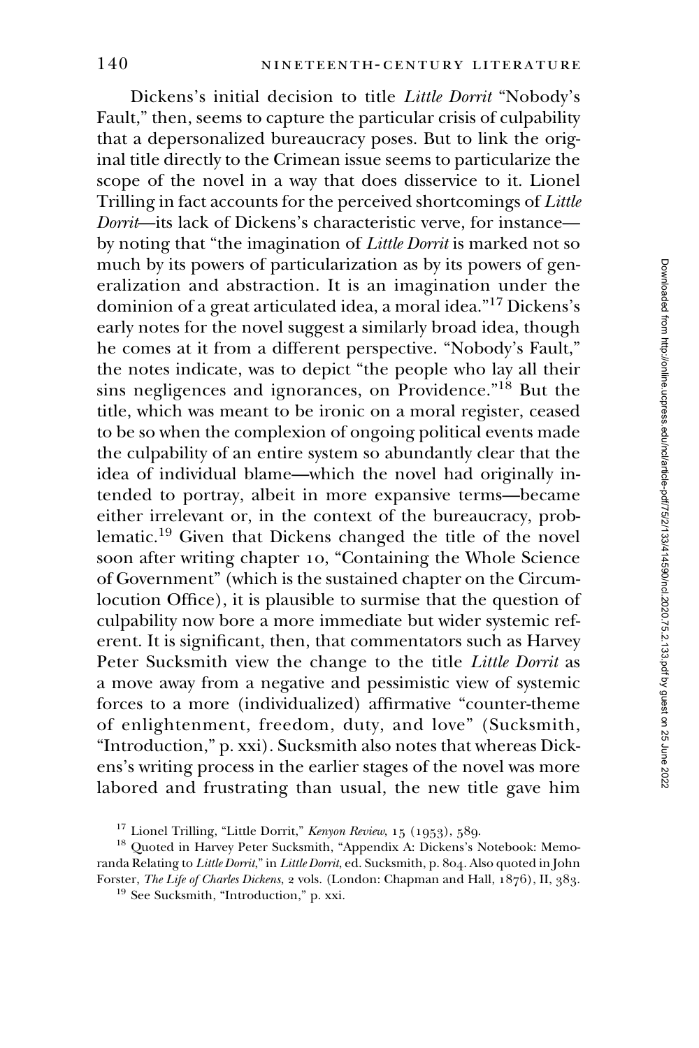Dickens's initial decision to title *Little Dorrit* "Nobody's Fault," then, seems to capture the particular crisis of culpability that a depersonalized bureaucracy poses. But to link the original title directly to the Crimean issue seems to particularize the scope of the novel in a way that does disservice to it. Lionel Trilling in fact accounts for the perceived shortcomings of *Little Dorrit*—its lack of Dickens's characteristic verve, for instance—by noting that "the imagination of *Little Dorrit* is marked not so much by its powers of particularization as by its powers of generalization and abstraction. It is an imagination under the dominion of a great articulated idea, a moral idea."[17] Dickens's early notes for the novel suggest a similarly broad idea, though he comes at it from a different perspective. "Nobody's Fault," the notes indicate, was to depict "the people who lay all their sins negligences and ignorances, on Providence."[18] But the title, which was meant to be ironic on a moral register, ceased to be so when the complexion of ongoing political events made the culpability of an entire system so abundantly clear that the idea of individual blame—which the novel had originally intended to portray, albeit in more expansive terms—became either irrelevant or, in the context of the bureaucracy, problematic.[19] Given that Dickens changed the title of the novel soon after writing chapter 10, "Containing the Whole Science of Government" (which is the sustained chapter on the Circumlocution Office), it is plausible to surmise that the question of culpability now bore a more immediate but wider systemic referent. It is significant, then, that commentators such as Harvey Peter Sucksmith view the change to the title *Little Dorrit* as a move away from a negative and pessimistic view of systemic forces to a more (individualized) affirmative "counter-theme of enlightenment, freedom, duty, and love" (Sucksmith, "Introduction," p. xxi). Sucksmith also notes that whereas Dickens's writing process in the earlier stages of the novel was more labored and frustrating than usual, the new title gave him

[17] Lionel Trilling, "Little Dorrit," *Kenyon Review*, 15 (1953), 589.

[18] Quoted in Harvey Peter Sucksmith, "Appendix A: Dickens's Notebook: Memoranda Relating to *Little Dorrit*," in *Little Dorrit*, ed. Sucksmith, p. 804. Also quoted in John Forster, *The Life of Charles Dickens*, 2 vols. (London: Chapman and Hall, 1876), II, 383.

[19] See Sucksmith, "Introduction," p. xxi.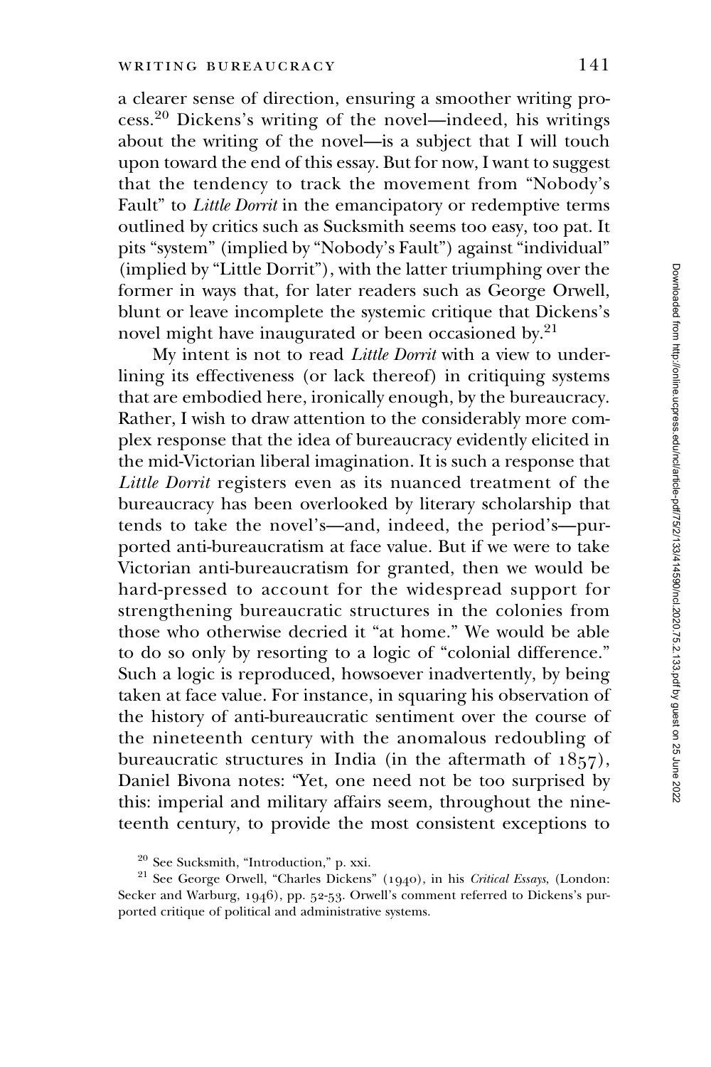a clearer sense of direction, ensuring a smoother writing process.[20] Dickens's writing of the novel—indeed, his writings about the writing of the novel—is a subject that I will touch upon toward the end of this essay. But for now, I want to suggest that the tendency to track the movement from "Nobody's Fault" to *Little Dorrit* in the emancipatory or redemptive terms outlined by critics such as Sucksmith seems too easy, too pat. It pits "system" (implied by "Nobody's Fault") against "individual" (implied by "Little Dorrit"), with the latter triumphing over the former in ways that, for later readers such as George Orwell, blunt or leave incomplete the systemic critique that Dickens's novel might have inaugurated or been occasioned by.[21]

My intent is not to read *Little Dorrit* with a view to underlining its effectiveness (or lack thereof) in critiquing systems that are embodied here, ironically enough, by the bureaucracy. Rather, I wish to draw attention to the considerably more complex response that the idea of bureaucracy evidently elicited in the mid-Victorian liberal imagination. It is such a response that *Little Dorrit* registers even as its nuanced treatment of the bureaucracy has been overlooked by literary scholarship that tends to take the novel's—and, indeed, the period's—purported anti-bureaucratism at face value. But if we were to take Victorian anti-bureaucratism for granted, then we would be hard-pressed to account for the widespread support for strengthening bureaucratic structures in the colonies from those who otherwise decried it "at home." We would be able to do so only by resorting to a logic of "colonial difference." Such a logic is reproduced, howsoever inadvertently, by being taken at face value. For instance, in squaring his observation of the history of anti-bureaucratic sentiment over the course of the nineteenth century with the anomalous redoubling of bureaucratic structures in India (in the aftermath of 1857), Daniel Bivona notes: "Yet, one need not be too surprised by this: imperial and military affairs seem, throughout the nineteenth century, to provide the most consistent exceptions to

[20] See Sucksmith, "Introduction," p. xxi.

[21] See George Orwell, "Charles Dickens" (1940), in his *Critical Essays*, (London: Secker and Warburg, 1946), pp. 52-53. Orwell's comment referred to Dickens's purported critique of political and administrative systems.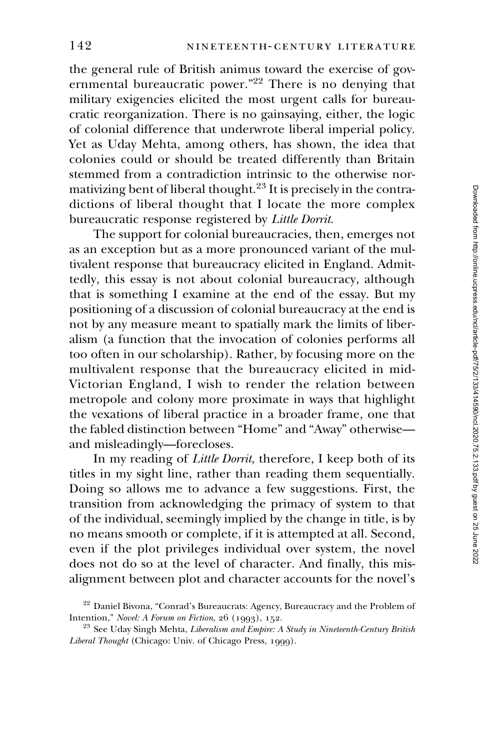the general rule of British animus toward the exercise of governmental bureaucratic power."[22] There is no denying that military exigencies elicited the most urgent calls for bureaucratic reorganization. There is no gainsaying, either, the logic of colonial difference that underwrote liberal imperial policy. Yet as Uday Mehta, among others, has shown, the idea that colonies could or should be treated differently than Britain stemmed from a contradiction intrinsic to the otherwise normativizing bent of liberal thought.[23] It is precisely in the contradictions of liberal thought that I locate the more complex bureaucratic response registered by *Little Dorrit*.

The support for colonial bureaucracies, then, emerges not as an exception but as a more pronounced variant of the multivalent response that bureaucracy elicited in England. Admittedly, this essay is not about colonial bureaucracy, although that is something I examine at the end of the essay. But my positioning of a discussion of colonial bureaucracy at the end is not by any measure meant to spatially mark the limits of liberalism (a function that the invocation of colonies performs all too often in our scholarship). Rather, by focusing more on the multivalent response that the bureaucracy elicited in mid-Victorian England, I wish to render the relation between metropole and colony more proximate in ways that highlight the vexations of liberal practice in a broader frame, one that the fabled distinction between "Home" and "Away" otherwise—and misleadingly—forecloses.

In my reading of *Little Dorrit*, therefore, I keep both of its titles in my sight line, rather than reading them sequentially. Doing so allows me to advance a few suggestions. First, the transition from acknowledging the primacy of system to that of the individual, seemingly implied by the change in title, is by no means smooth or complete, if it is attempted at all. Second, even if the plot privileges individual over system, the novel does not do so at the level of character. And finally, this misalignment between plot and character accounts for the novel's

[22] Daniel Bivona, "Conrad's Bureaucrats: Agency, Bureaucracy and the Problem of Intention," *Novel: A Forum on Fiction*, 26 (1993), 152.

[23] See Uday Singh Mehta, *Liberalism and Empire: A Study in Nineteenth-Century British Liberal Thought* (Chicago: Univ. of Chicago Press, 1999).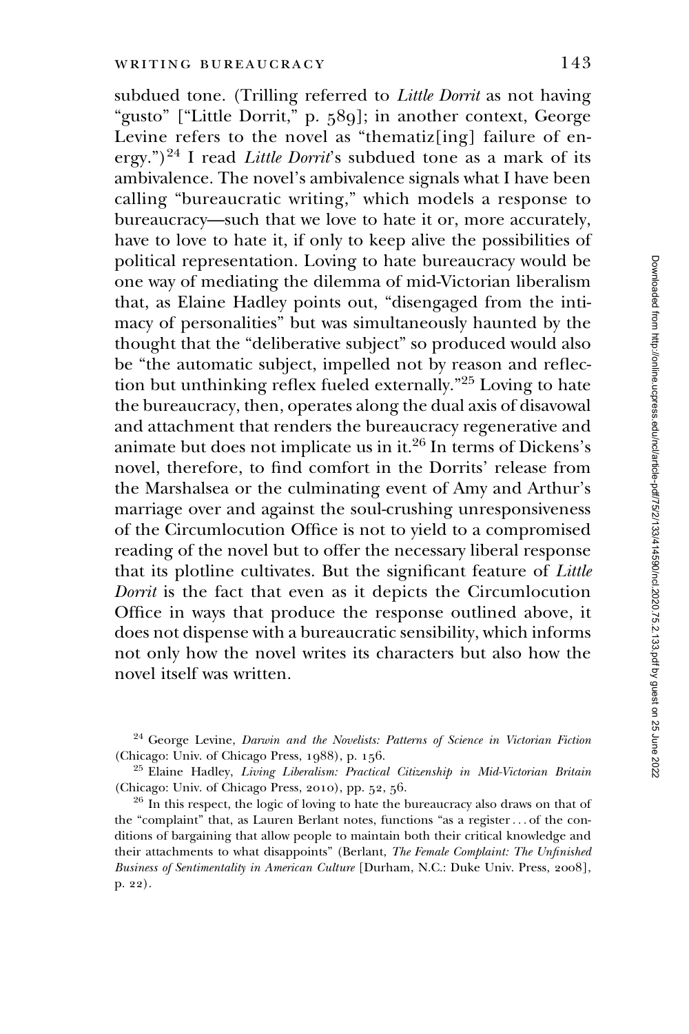subdued tone. (Trilling referred to *Little Dorrit* as not having "gusto" ["Little Dorrit," p. 589]; in another context, George Levine refers to the novel as "thematiz[ing] failure of energy.")[24] I read *Little Dorrit*'s subdued tone as a mark of its ambivalence. The novel's ambivalence signals what I have been calling "bureaucratic writing," which models a response to bureaucracy—such that we love to hate it or, more accurately, have to love to hate it, if only to keep alive the possibilities of political representation. Loving to hate bureaucracy would be one way of mediating the dilemma of mid-Victorian liberalism that, as Elaine Hadley points out, "disengaged from the intimacy of personalities" but was simultaneously haunted by the thought that the "deliberative subject" so produced would also be "the automatic subject, impelled not by reason and reflection but unthinking reflex fueled externally."[25] Loving to hate the bureaucracy, then, operates along the dual axis of disavowal and attachment that renders the bureaucracy regenerative and animate but does not implicate us in it.[26] In terms of Dickens's novel, therefore, to find comfort in the Dorrits' release from the Marshalsea or the culminating event of Amy and Arthur's marriage over and against the soul-crushing unresponsiveness of the Circumlocution Office is not to yield to a compromised reading of the novel but to offer the necessary liberal response that its plotline cultivates. But the significant feature of *Little Dorrit* is the fact that even as it depicts the Circumlocution Office in ways that produce the response outlined above, it does not dispense with a bureaucratic sensibility, which informs not only how the novel writes its characters but also how the novel itself was written.

[24] George Levine, *Darwin and the Novelists: Patterns of Science in Victorian Fiction* (Chicago: Univ. of Chicago Press, 1988), p. 156.

[25] Elaine Hadley, *Living Liberalism: Practical Citizenship in Mid-Victorian Britain* (Chicago: Univ. of Chicago Press, 2010), pp. 52, 56.

[26] In this respect, the logic of loving to hate the bureaucracy also draws on that of the "complaint" that, as Lauren Berlant notes, functions "as a register . . . of the conditions of bargaining that allow people to maintain both their critical knowledge and their attachments to what disappoints" (Berlant, *The Female Complaint: The Unfinished Business of Sentimentality in American Culture* [Durham, N.C.: Duke Univ. Press, 2008], p. 22).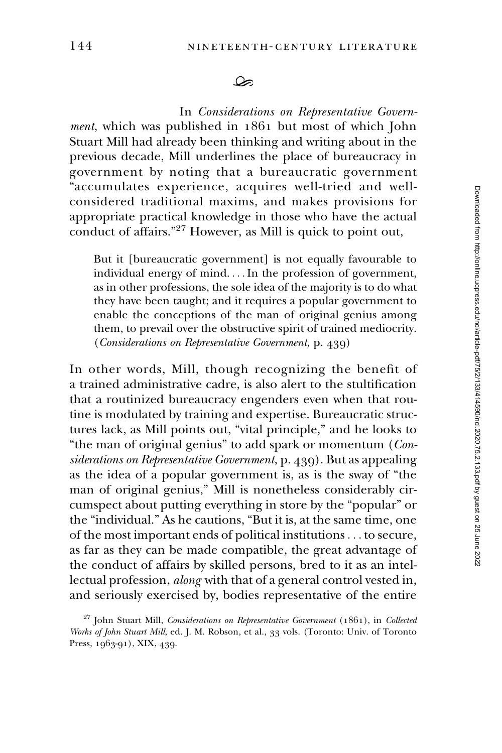In *Considerations on Representative Government*, which was published in 1861 but most of which John Stuart Mill had already been thinking and writing about in the previous decade, Mill underlines the place of bureaucracy in government by noting that a bureaucratic government "accumulates experience, acquires well-tried and well-considered traditional maxims, and makes provisions for appropriate practical knowledge in those who have the actual conduct of affairs."[27] However, as Mill is quick to point out,

> But it [bureaucratic government] is not equally favourable to individual energy of mind. . . . In the profession of government, as in other professions, the sole idea of the majority is to do what they have been taught; and it requires a popular government to enable the conceptions of the man of original genius among them, to prevail over the obstructive spirit of trained mediocrity. (*Considerations on Representative Government*, p. 439)

In other words, Mill, though recognizing the benefit of a trained administrative cadre, is also alert to the stultification that a routinized bureaucracy engenders even when that routine is modulated by training and expertise. Bureaucratic structures lack, as Mill points out, "vital principle," and he looks to "the man of original genius" to add spark or momentum (*Considerations on Representative Government*, p. 439). But as appealing as the idea of a popular government is, as is the sway of "the man of original genius," Mill is nonetheless considerably circumspect about putting everything in store by the "popular" or the "individual." As he cautions, "But it is, at the same time, one of the most important ends of political institutions . . . to secure, as far as they can be made compatible, the great advantage of the conduct of affairs by skilled persons, bred to it as an intellectual profession, *along* with that of a general control vested in, and seriously exercised by, bodies representative of the entire

[27] John Stuart Mill, *Considerations on Representative Government* (1861), in *Collected Works of John Stuart Mill*, ed. J. M. Robson, et al., 33 vols. (Toronto: Univ. of Toronto Press, 1963-91), XIX, 439.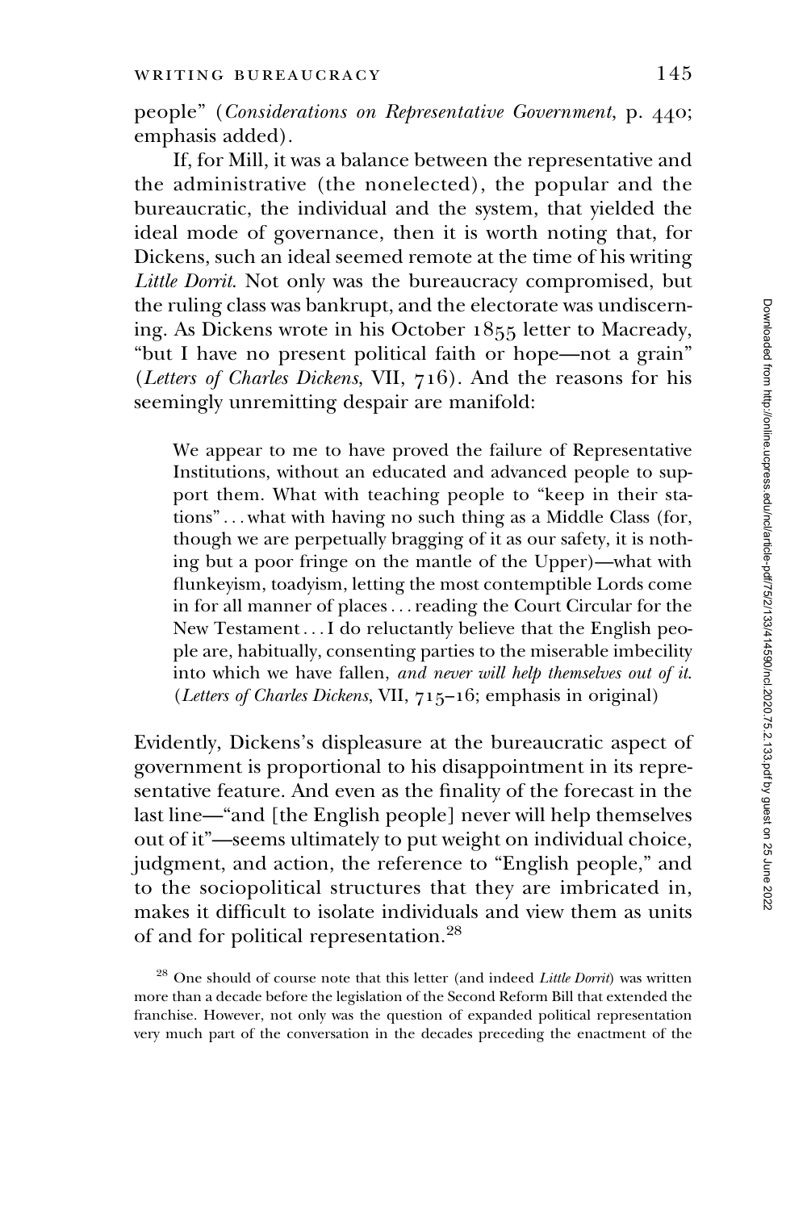people" (*Considerations on Representative Government*, p. 440; emphasis added).

If, for Mill, it was a balance between the representative and the administrative (the nonelected), the popular and the bureaucratic, the individual and the system, that yielded the ideal mode of governance, then it is worth noting that, for Dickens, such an ideal seemed remote at the time of his writing *Little Dorrit*. Not only was the bureaucracy compromised, but the ruling class was bankrupt, and the electorate was undiscerning. As Dickens wrote in his October 1855 letter to Macready, "but I have no present political faith or hope—not a grain" (*Letters of Charles Dickens*, VII, 716). And the reasons for his seemingly unremitting despair are manifold:

> We appear to me to have proved the failure of Representative Institutions, without an educated and advanced people to support them. What with teaching people to "keep in their stations" . . . what with having no such thing as a Middle Class (for, though we are perpetually bragging of it as our safety, it is nothing but a poor fringe on the mantle of the Upper)—what with flunkeyism, toadyism, letting the most contemptible Lords come in for all manner of places . . . reading the Court Circular for the New Testament . . . I do reluctantly believe that the English people are, habitually, consenting parties to the miserable imbecility into which we have fallen, *and never will help themselves out of it*. (*Letters of Charles Dickens*, VII, 715–16; emphasis in original)

Evidently, Dickens's displeasure at the bureaucratic aspect of government is proportional to his disappointment in its representative feature. And even as the finality of the forecast in the last line—"and [the English people] never will help themselves out of it"—seems ultimately to put weight on individual choice, judgment, and action, the reference to "English people," and to the sociopolitical structures that they are imbricated in, makes it difficult to isolate individuals and view them as units of and for political representation.[28]

[28] One should of course note that this letter (and indeed *Little Dorrit*) was written more than a decade before the legislation of the Second Reform Bill that extended the franchise. However, not only was the question of expanded political representation very much part of the conversation in the decades preceding the enactment of the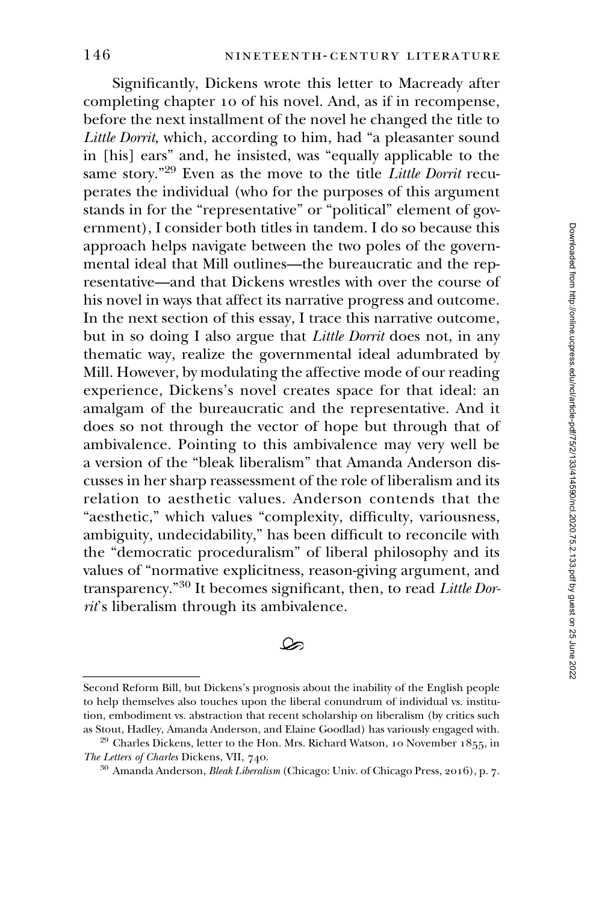Significantly, Dickens wrote this letter to Macready after completing chapter 10 of his novel. And, as if in recompense, before the next installment of the novel he changed the title to *Little Dorrit*, which, according to him, had "a pleasanter sound in [his] ears" and, he insisted, was "equally applicable to the same story."[29] Even as the move to the title *Little Dorrit* recuperates the individual (who for the purposes of this argument stands in for the "representative" or "political" element of government), I consider both titles in tandem. I do so because this approach helps navigate between the two poles of the governmental ideal that Mill outlines—the bureaucratic and the representative—and that Dickens wrestles with over the course of his novel in ways that affect its narrative progress and outcome. In the next section of this essay, I trace this narrative outcome, but in so doing I also argue that *Little Dorrit* does not, in any thematic way, realize the governmental ideal adumbrated by Mill. However, by modulating the affective mode of our reading experience, Dickens's novel creates space for that ideal: an amalgam of the bureaucratic and the representative. And it does so not through the vector of hope but through that of ambivalence. Pointing to this ambivalence may very well be a version of the "bleak liberalism" that Amanda Anderson discusses in her sharp reassessment of the role of liberalism and its relation to aesthetic values. Anderson contends that the "aesthetic," which values "complexity, difficulty, variousness, ambiguity, undecidability," has been difficult to reconcile with the "democratic proceduralism" of liberal philosophy and its values of "normative explicitness, reason-giving argument, and transparency."[30] It becomes significant, then, to read *Little Dorrit*'s liberalism through its ambivalence.

---

Second Reform Bill, but Dickens's prognosis about the inability of the English people to help themselves also touches upon the liberal conundrum of individual vs. institution, embodiment vs. abstraction that recent scholarship on liberalism (by critics such as Stout, Hadley, Amanda Anderson, and Elaine Goodlad) has variously engaged with.

[29] Charles Dickens, letter to the Hon. Mrs. Richard Watson, 10 November 1855, in *The Letters of Charles* Dickens, VII, 740.

[30] Amanda Anderson, *Bleak Liberalism* (Chicago: Univ. of Chicago Press, 2016), p. 7.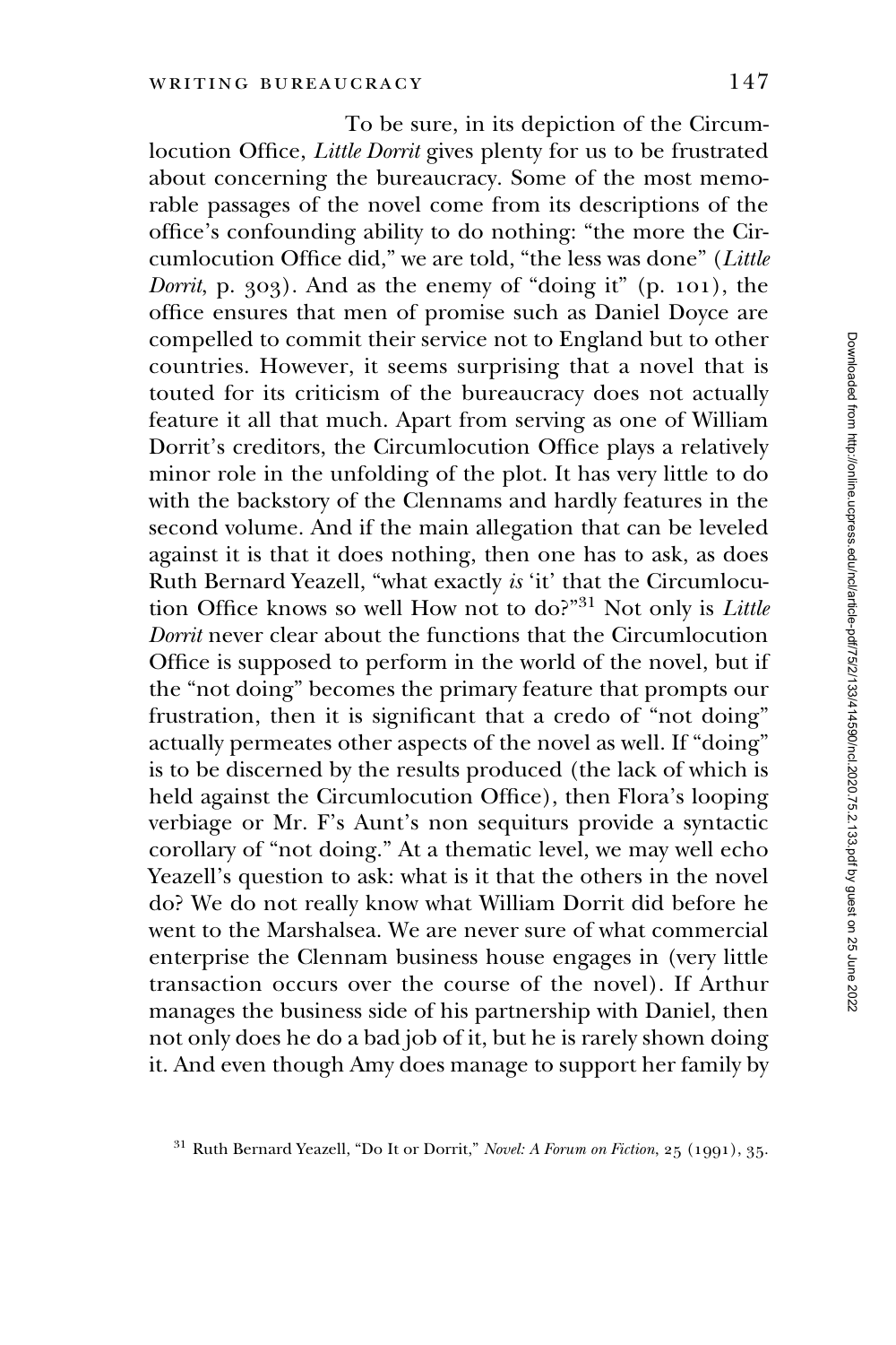To be sure, in its depiction of the Circumlocution Office, *Little Dorrit* gives plenty for us to be frustrated about concerning the bureaucracy. Some of the most memorable passages of the novel come from its descriptions of the office's confounding ability to do nothing: "the more the Circumlocution Office did," we are told, "the less was done" (*Little Dorrit*, p. 303). And as the enemy of "doing it" (p. 101), the office ensures that men of promise such as Daniel Doyce are compelled to commit their service not to England but to other countries. However, it seems surprising that a novel that is touted for its criticism of the bureaucracy does not actually feature it all that much. Apart from serving as one of William Dorrit's creditors, the Circumlocution Office plays a relatively minor role in the unfolding of the plot. It has very little to do with the backstory of the Clennams and hardly features in the second volume. And if the main allegation that can be leveled against it is that it does nothing, then one has to ask, as does Ruth Bernard Yeazell, "what exactly *is* 'it' that the Circumlocution Office knows so well How not to do?"[31] Not only is *Little Dorrit* never clear about the functions that the Circumlocution Office is supposed to perform in the world of the novel, but if the "not doing" becomes the primary feature that prompts our frustration, then it is significant that a credo of "not doing" actually permeates other aspects of the novel as well. If "doing" is to be discerned by the results produced (the lack of which is held against the Circumlocution Office), then Flora's looping verbiage or Mr. F's Aunt's non sequiturs provide a syntactic corollary of "not doing." At a thematic level, we may well echo Yeazell's question to ask: what is it that the others in the novel do? We do not really know what William Dorrit did before he went to the Marshalsea. We are never sure of what commercial enterprise the Clennam business house engages in (very little transaction occurs over the course of the novel). If Arthur manages the business side of his partnership with Daniel, then not only does he do a bad job of it, but he is rarely shown doing it. And even though Amy does manage to support her family by

[31] Ruth Bernard Yeazell, "Do It or Dorrit," *Novel: A Forum on Fiction*, 25 (1991), 35.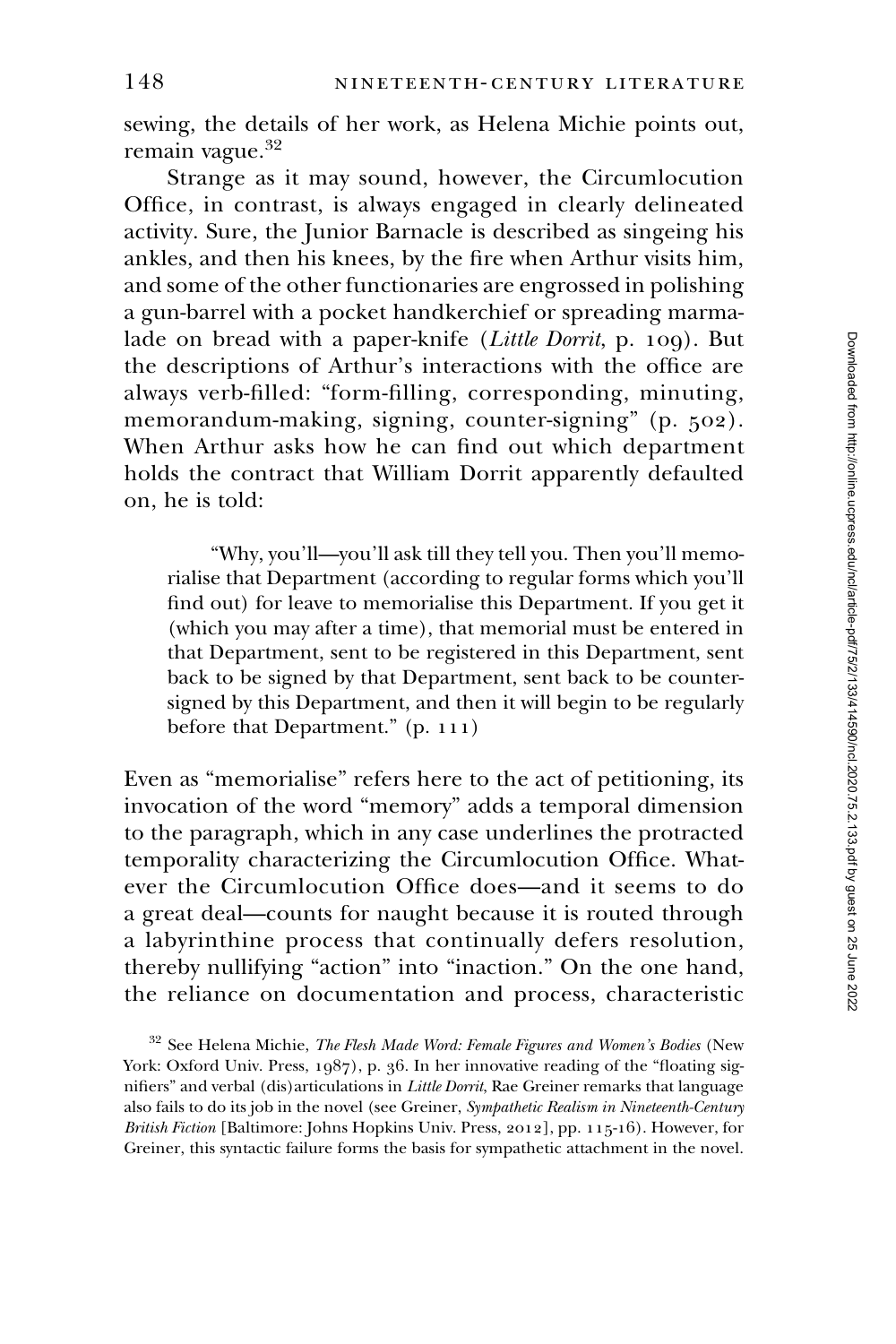sewing, the details of her work, as Helena Michie points out, remain vague.[32]

Strange as it may sound, however, the Circumlocution Office, in contrast, is always engaged in clearly delineated activity. Sure, the Junior Barnacle is described as singeing his ankles, and then his knees, by the fire when Arthur visits him, and some of the other functionaries are engrossed in polishing a gun-barrel with a pocket handkerchief or spreading marmalade on bread with a paper-knife (*Little Dorrit*, p. 109). But the descriptions of Arthur's interactions with the office are always verb-filled: "form-filling, corresponding, minuting, memorandum-making, signing, counter-signing" (p. 502). When Arthur asks how he can find out which department holds the contract that William Dorrit apparently defaulted on, he is told:

> "Why, you'll—you'll ask till they tell you. Then you'll memorialise that Department (according to regular forms which you'll find out) for leave to memorialise this Department. If you get it (which you may after a time), that memorial must be entered in that Department, sent to be registered in this Department, sent back to be signed by that Department, sent back to be countersigned by this Department, and then it will begin to be regularly before that Department." (p. 111)

Even as "memorialise" refers here to the act of petitioning, its invocation of the word "memory" adds a temporal dimension to the paragraph, which in any case underlines the protracted temporality characterizing the Circumlocution Office. Whatever the Circumlocution Office does—and it seems to do a great deal—counts for naught because it is routed through a labyrinthine process that continually defers resolution, thereby nullifying "action" into "inaction." On the one hand, the reliance on documentation and process, characteristic

[32] See Helena Michie, *The Flesh Made Word: Female Figures and Women's Bodies* (New York: Oxford Univ. Press, 1987), p. 36. In her innovative reading of the "floating signifiers" and verbal (dis)articulations in *Little Dorrit*, Rae Greiner remarks that language also fails to do its job in the novel (see Greiner, *Sympathetic Realism in Nineteenth-Century British Fiction* [Baltimore: Johns Hopkins Univ. Press, 2012], pp. 115-16). However, for Greiner, this syntactic failure forms the basis for sympathetic attachment in the novel.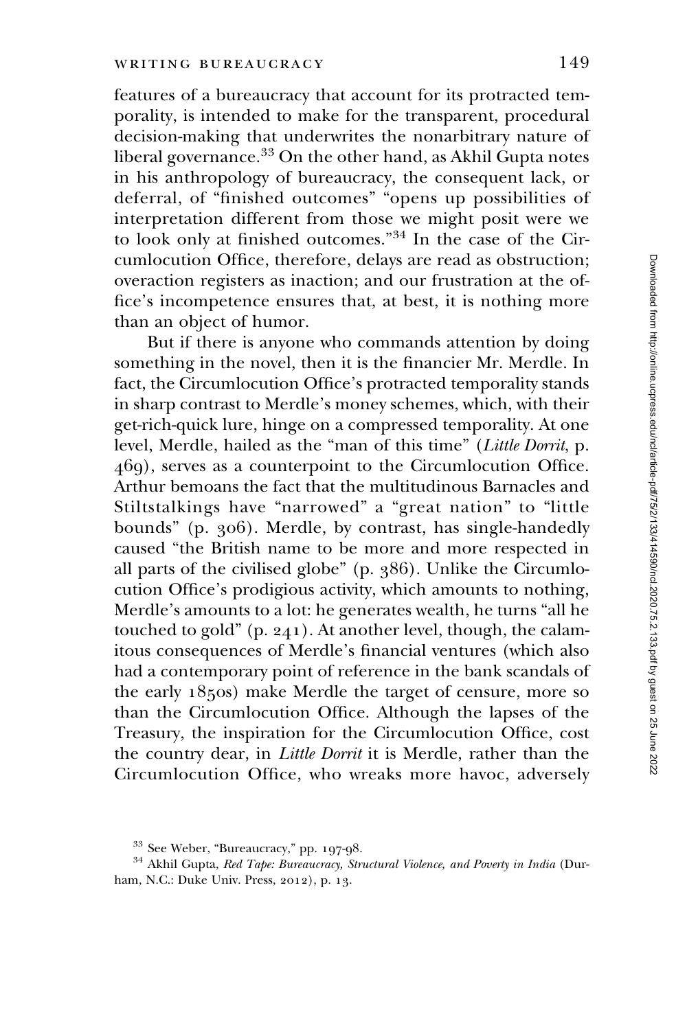features of a bureaucracy that account for its protracted temporality, is intended to make for the transparent, procedural decision-making that underwrites the nonarbitrary nature of liberal governance.[33] On the other hand, as Akhil Gupta notes in his anthropology of bureaucracy, the consequent lack, or deferral, of "finished outcomes" "opens up possibilities of interpretation different from those we might posit were we to look only at finished outcomes."[34] In the case of the Circumlocution Office, therefore, delays are read as obstruction; overaction registers as inaction; and our frustration at the office's incompetence ensures that, at best, it is nothing more than an object of humor.

But if there is anyone who commands attention by doing something in the novel, then it is the financier Mr. Merdle. In fact, the Circumlocution Office's protracted temporality stands in sharp contrast to Merdle's money schemes, which, with their get-rich-quick lure, hinge on a compressed temporality. At one level, Merdle, hailed as the "man of this time" (*Little Dorrit,* p. 469), serves as a counterpoint to the Circumlocution Office. Arthur bemoans the fact that the multitudinous Barnacles and Stiltstalkings have "narrowed" a "great nation" to "little bounds" (p. 306). Merdle, by contrast, has single-handedly caused "the British name to be more and more respected in all parts of the civilised globe" (p. 386). Unlike the Circumlocution Office's prodigious activity, which amounts to nothing, Merdle's amounts to a lot: he generates wealth, he turns "all he touched to gold" (p. 241). At another level, though, the calamitous consequences of Merdle's financial ventures (which also had a contemporary point of reference in the bank scandals of the early 1850s) make Merdle the target of censure, more so than the Circumlocution Office. Although the lapses of the Treasury, the inspiration for the Circumlocution Office, cost the country dear, in *Little Dorrit* it is Merdle, rather than the Circumlocution Office, who wreaks more havoc, adversely

[33] See Weber, "Bureaucracy," pp. 197-98.

[34] Akhil Gupta, *Red Tape: Bureaucracy, Structural Violence, and Poverty in India* (Durham, N.C.: Duke Univ. Press, 2012), p. 13.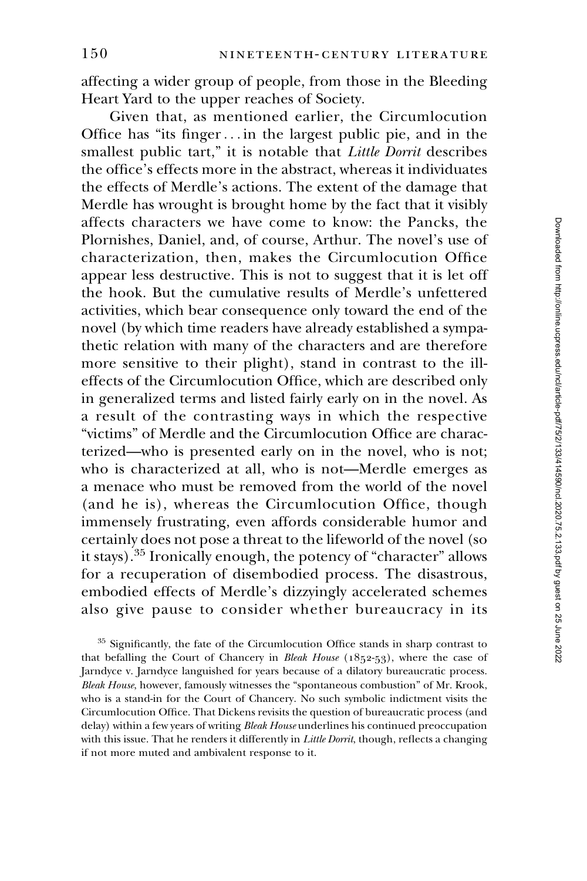affecting a wider group of people, from those in the Bleeding Heart Yard to the upper reaches of Society.

Given that, as mentioned earlier, the Circumlocution Office has "its finger . . . in the largest public pie, and in the smallest public tart," it is notable that *Little Dorrit* describes the office's effects more in the abstract, whereas it individuates the effects of Merdle's actions. The extent of the damage that Merdle has wrought is brought home by the fact that it visibly affects characters we have come to know: the Pancks, the Plornishes, Daniel, and, of course, Arthur. The novel's use of characterization, then, makes the Circumlocution Office appear less destructive. This is not to suggest that it is let off the hook. But the cumulative results of Merdle's unfettered activities, which bear consequence only toward the end of the novel (by which time readers have already established a sympathetic relation with many of the characters and are therefore more sensitive to their plight), stand in contrast to the ill-effects of the Circumlocution Office, which are described only in generalized terms and listed fairly early on in the novel. As a result of the contrasting ways in which the respective "victims" of Merdle and the Circumlocution Office are characterized—who is presented early on in the novel, who is not; who is characterized at all, who is not—Merdle emerges as a menace who must be removed from the world of the novel (and he is), whereas the Circumlocution Office, though immensely frustrating, even affords considerable humor and certainly does not pose a threat to the lifeworld of the novel (so it stays).[35] Ironically enough, the potency of "character" allows for a recuperation of disembodied process. The disastrous, embodied effects of Merdle's dizzyingly accelerated schemes also give pause to consider whether bureaucracy in its

[35] Significantly, the fate of the Circumlocution Office stands in sharp contrast to that befalling the Court of Chancery in *Bleak House* (1852-53), where the case of Jarndyce v. Jarndyce languished for years because of a dilatory bureaucratic process. *Bleak House*, however, famously witnesses the "spontaneous combustion" of Mr. Krook, who is a stand-in for the Court of Chancery. No such symbolic indictment visits the Circumlocution Office. That Dickens revisits the question of bureaucratic process (and delay) within a few years of writing *Bleak House* underlines his continued preoccupation with this issue. That he renders it differently in *Little Dorrit*, though, reflects a changing if not more muted and ambivalent response to it.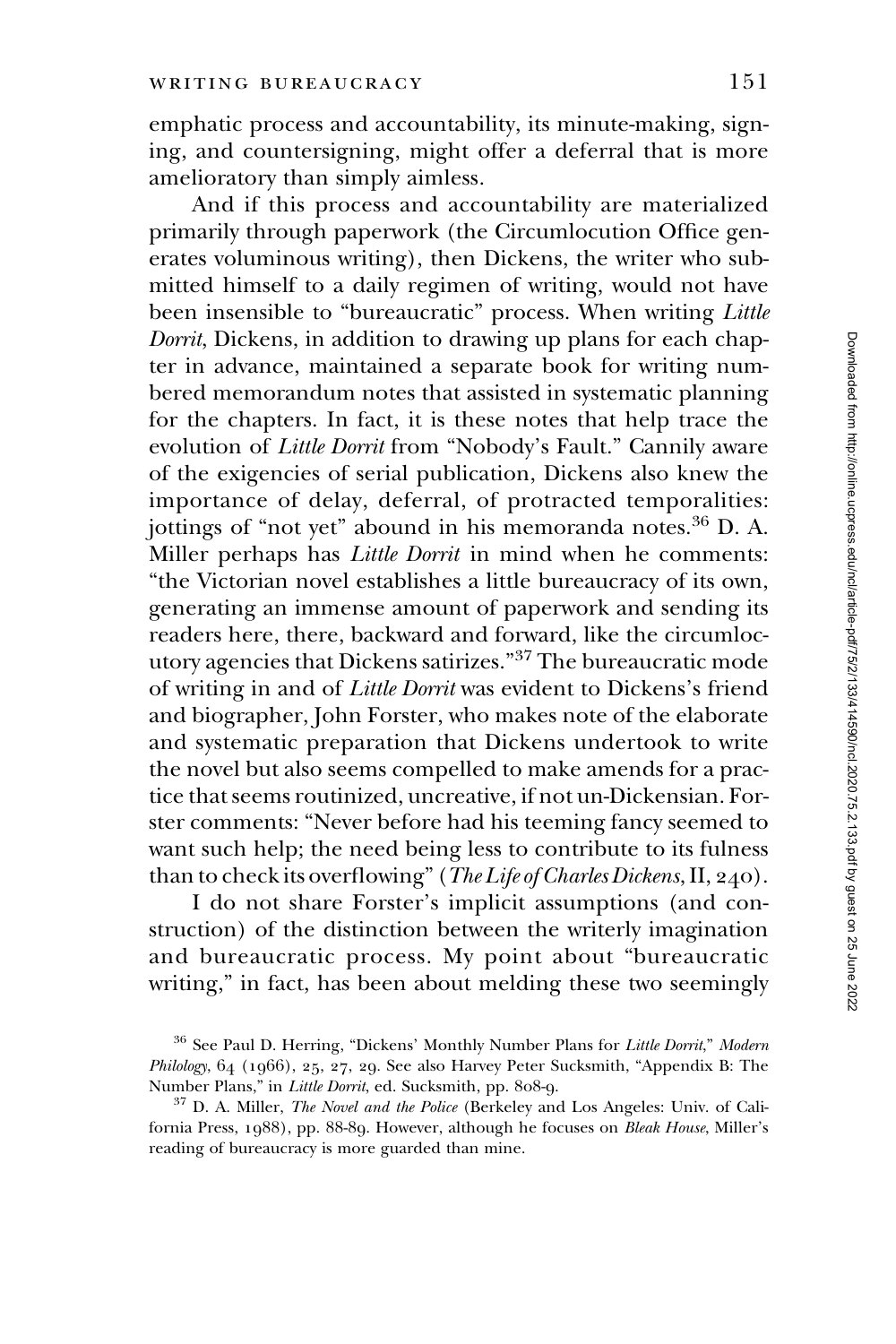emphatic process and accountability, its minute-making, signing, and countersigning, might offer a deferral that is more amelioratory than simply aimless.

And if this process and accountability are materialized primarily through paperwork (the Circumlocution Office generates voluminous writing), then Dickens, the writer who submitted himself to a daily regimen of writing, would not have been insensible to "bureaucratic" process. When writing *Little Dorrit*, Dickens, in addition to drawing up plans for each chapter in advance, maintained a separate book for writing numbered memorandum notes that assisted in systematic planning for the chapters. In fact, it is these notes that help trace the evolution of *Little Dorrit* from "Nobody's Fault." Cannily aware of the exigencies of serial publication, Dickens also knew the importance of delay, deferral, of protracted temporalities: jottings of "not yet" abound in his memoranda notes.[36] D. A. Miller perhaps has *Little Dorrit* in mind when he comments: "the Victorian novel establishes a little bureaucracy of its own, generating an immense amount of paperwork and sending its readers here, there, backward and forward, like the circumlocutory agencies that Dickens satirizes."[37] The bureaucratic mode of writing in and of *Little Dorrit* was evident to Dickens's friend and biographer, John Forster, who makes note of the elaborate and systematic preparation that Dickens undertook to write the novel but also seems compelled to make amends for a practice that seems routinized, uncreative, if not un-Dickensian. Forster comments: "Never before had his teeming fancy seemed to want such help; the need being less to contribute to its fulness than to check its overflowing" (*The Life of Charles Dickens*, II, 240).

I do not share Forster's implicit assumptions (and construction) of the distinction between the writerly imagination and bureaucratic process. My point about "bureaucratic writing," in fact, has been about melding these two seemingly

[36] See Paul D. Herring, "Dickens' Monthly Number Plans for *Little Dorrit*," *Modern Philology*, 64 (1966), 25, 27, 29. See also Harvey Peter Sucksmith, "Appendix B: The Number Plans," in *Little Dorrit*, ed. Sucksmith, pp. 808-9.

[37] D. A. Miller, *The Novel and the Police* (Berkeley and Los Angeles: Univ. of California Press, 1988), pp. 88-89. However, although he focuses on *Bleak House*, Miller's reading of bureaucracy is more guarded than mine.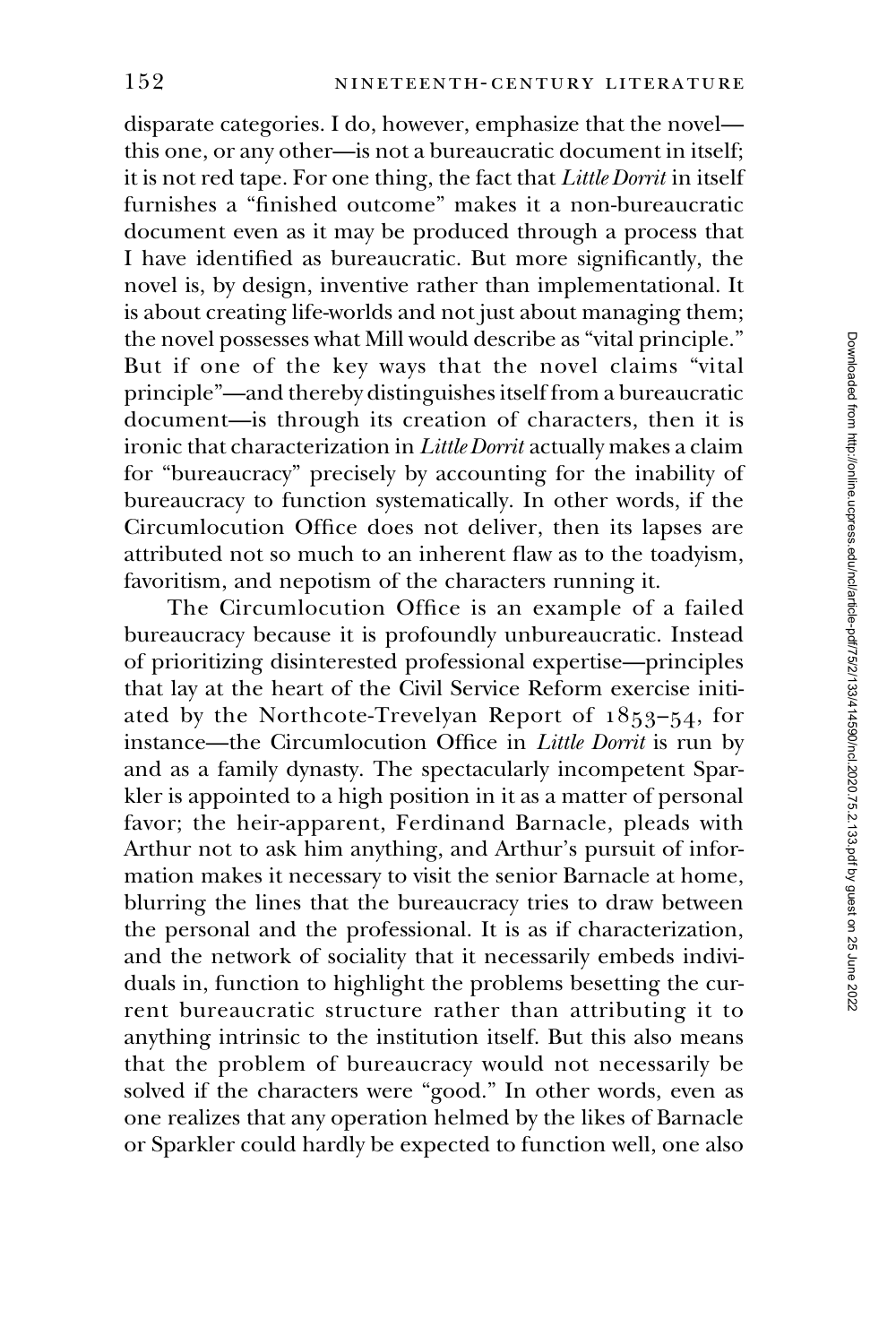disparate categories. I do, however, emphasize that the novel—this one, or any other—is not a bureaucratic document in itself; it is not red tape. For one thing, the fact that *Little Dorrit* in itself furnishes a "finished outcome" makes it a non-bureaucratic document even as it may be produced through a process that I have identified as bureaucratic. But more significantly, the novel is, by design, inventive rather than implementational. It is about creating life-worlds and not just about managing them; the novel possesses what Mill would describe as "vital principle." But if one of the key ways that the novel claims "vital principle"—and thereby distinguishes itself from a bureaucratic document—is through its creation of characters, then it is ironic that characterization in *Little Dorrit* actually makes a claim for "bureaucracy" precisely by accounting for the inability of bureaucracy to function systematically. In other words, if the Circumlocution Office does not deliver, then its lapses are attributed not so much to an inherent flaw as to the toadyism, favoritism, and nepotism of the characters running it.

The Circumlocution Office is an example of a failed bureaucracy because it is profoundly unbureaucratic. Instead of prioritizing disinterested professional expertise—principles that lay at the heart of the Civil Service Reform exercise initiated by the Northcote-Trevelyan Report of 1853–54, for instance—the Circumlocution Office in *Little Dorrit* is run by and as a family dynasty. The spectacularly incompetent Sparkler is appointed to a high position in it as a matter of personal favor; the heir-apparent, Ferdinand Barnacle, pleads with Arthur not to ask him anything, and Arthur's pursuit of information makes it necessary to visit the senior Barnacle at home, blurring the lines that the bureaucracy tries to draw between the personal and the professional. It is as if characterization, and the network of sociality that it necessarily embeds individuals in, function to highlight the problems besetting the current bureaucratic structure rather than attributing it to anything intrinsic to the institution itself. But this also means that the problem of bureaucracy would not necessarily be solved if the characters were "good." In other words, even as one realizes that any operation helmed by the likes of Barnacle or Sparkler could hardly be expected to function well, one also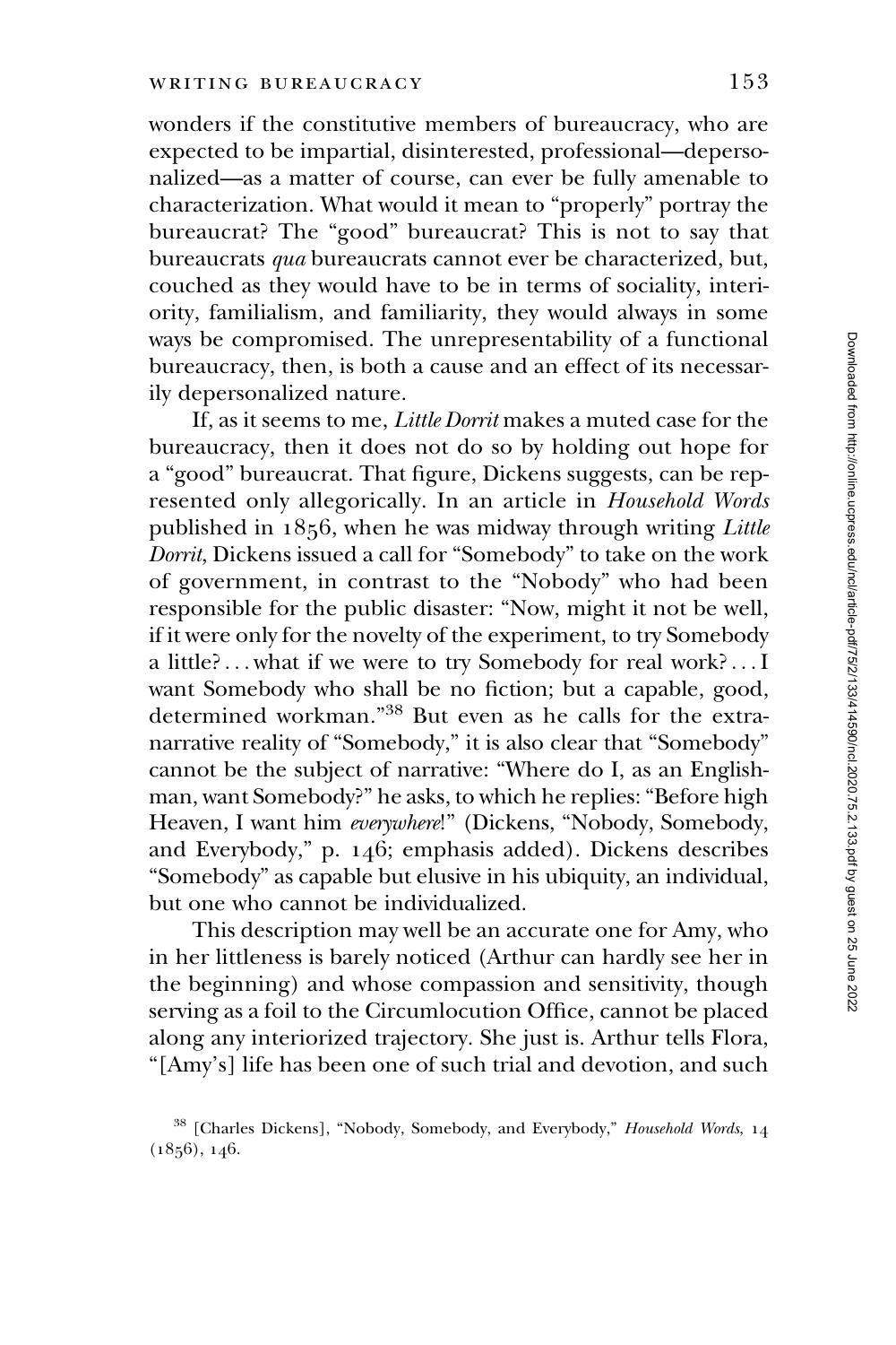wonders if the constitutive members of bureaucracy, who are expected to be impartial, disinterested, professional—depersonalized—as a matter of course, can ever be fully amenable to characterization. What would it mean to "properly" portray the bureaucrat? The "good" bureaucrat? This is not to say that bureaucrats *qua* bureaucrats cannot ever be characterized, but, couched as they would have to be in terms of sociality, interiority, familialism, and familiarity, they would always in some ways be compromised. The unrepresentability of a functional bureaucracy, then, is both a cause and an effect of its necessarily depersonalized nature.

If, as it seems to me, *Little Dorrit* makes a muted case for the bureaucracy, then it does not do so by holding out hope for a "good" bureaucrat. That figure, Dickens suggests, can be represented only allegorically. In an article in *Household Words* published in 1856, when he was midway through writing *Little Dorrit*, Dickens issued a call for "Somebody" to take on the work of government, in contrast to the "Nobody" who had been responsible for the public disaster: "Now, might it not be well, if it were only for the novelty of the experiment, to try Somebody a little? . . . what if we were to try Somebody for real work? . . . I want Somebody who shall be no fiction; but a capable, good, determined workman."[38] But even as he calls for the extra-narrative reality of "Somebody," it is also clear that "Somebody" cannot be the subject of narrative: "Where do I, as an Englishman, want Somebody?" he asks, to which he replies: "Before high Heaven, I want him *everywhere*!" (Dickens, "Nobody, Somebody, and Everybody," p. 146; emphasis added). Dickens describes "Somebody" as capable but elusive in his ubiquity, an individual, but one who cannot be individualized.

This description may well be an accurate one for Amy, who in her littleness is barely noticed (Arthur can hardly see her in the beginning) and whose compassion and sensitivity, though serving as a foil to the Circumlocution Office, cannot be placed along any interiorized trajectory. She just is. Arthur tells Flora, "[Amy's] life has been one of such trial and devotion, and such

[38] [Charles Dickens], "Nobody, Somebody, and Everybody," *Household Words*, 14 (1856), 146.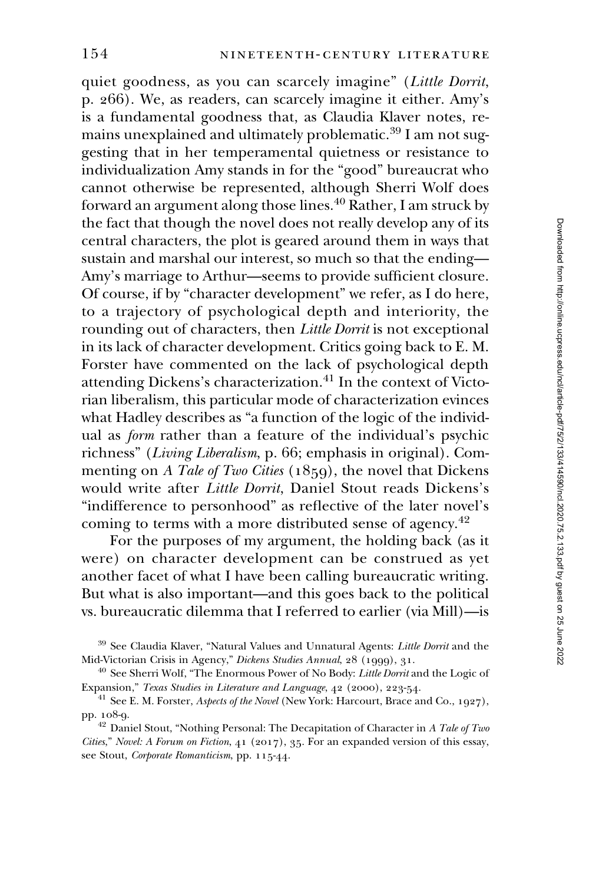quiet goodness, as you can scarcely imagine" (*Little Dorrit*, p. 266). We, as readers, can scarcely imagine it either. Amy's is a fundamental goodness that, as Claudia Klaver notes, remains unexplained and ultimately problematic.[39] I am not suggesting that in her temperamental quietness or resistance to individualization Amy stands in for the "good" bureaucrat who cannot otherwise be represented, although Sherri Wolf does forward an argument along those lines.[40] Rather, I am struck by the fact that though the novel does not really develop any of its central characters, the plot is geared around them in ways that sustain and marshal our interest, so much so that the ending—Amy's marriage to Arthur—seems to provide sufficient closure. Of course, if by "character development" we refer, as I do here, to a trajectory of psychological depth and interiority, the rounding out of characters, then *Little Dorrit* is not exceptional in its lack of character development. Critics going back to E. M. Forster have commented on the lack of psychological depth attending Dickens's characterization.[41] In the context of Victorian liberalism, this particular mode of characterization evinces what Hadley describes as "a function of the logic of the individual as *form* rather than a feature of the individual's psychic richness" (*Living Liberalism*, p. 66; emphasis in original). Commenting on *A Tale of Two Cities* (1859), the novel that Dickens would write after *Little Dorrit*, Daniel Stout reads Dickens's "indifference to personhood" as reflective of the later novel's coming to terms with a more distributed sense of agency.[42]

For the purposes of my argument, the holding back (as it were) on character development can be construed as yet another facet of what I have been calling bureaucratic writing. But what is also important—and this goes back to the political vs. bureaucratic dilemma that I referred to earlier (via Mill)—is

[39] See Claudia Klaver, "Natural Values and Unnatural Agents: *Little Dorrit* and the Mid-Victorian Crisis in Agency," *Dickens Studies Annual*, 28 (1999), 31.

[40] See Sherri Wolf, "The Enormous Power of No Body: *Little Dorrit* and the Logic of Expansion," *Texas Studies in Literature and Language*, 42 (2000), 223-54.

[41] See E. M. Forster, *Aspects of the Novel* (New York: Harcourt, Brace and Co., 1927), pp. 108-9.

[42] Daniel Stout, "Nothing Personal: The Decapitation of Character in *A Tale of Two Cities*," *Novel: A Forum on Fiction*, 41 (2017), 35. For an expanded version of this essay, see Stout, *Corporate Romanticism*, pp. 115-44.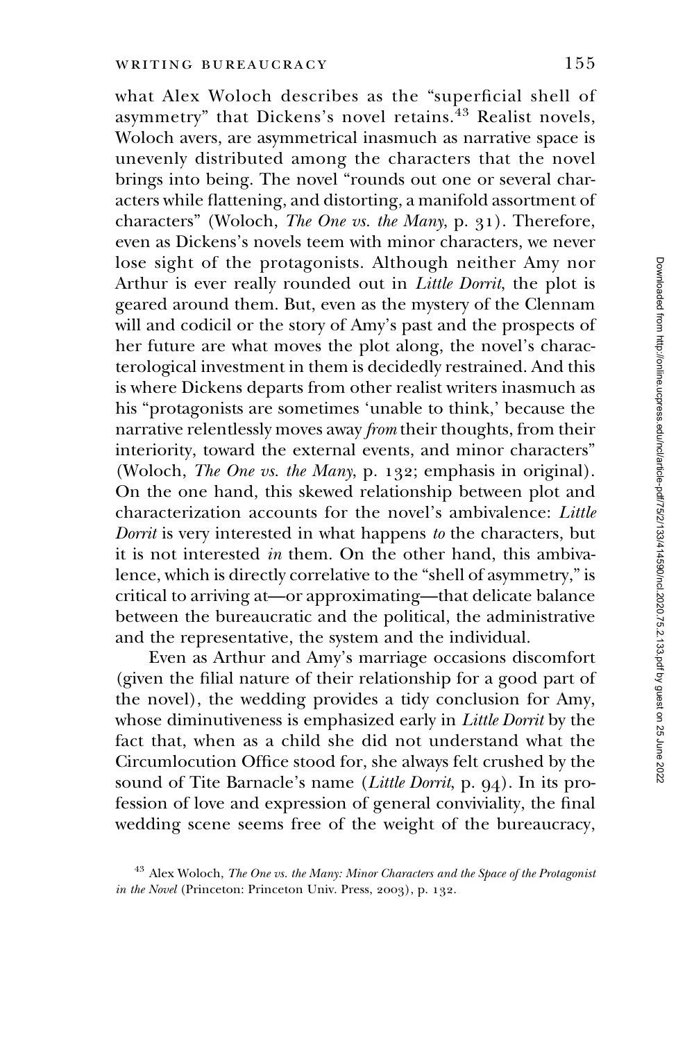what Alex Woloch describes as the "superficial shell of asymmetry" that Dickens's novel retains.[43] Realist novels, Woloch avers, are asymmetrical inasmuch as narrative space is unevenly distributed among the characters that the novel brings into being. The novel "rounds out one or several characters while flattening, and distorting, a manifold assortment of characters" (Woloch, *The One vs. the Many*, p. 31). Therefore, even as Dickens's novels teem with minor characters, we never lose sight of the protagonists. Although neither Amy nor Arthur is ever really rounded out in *Little Dorrit*, the plot is geared around them. But, even as the mystery of the Clennam will and codicil or the story of Amy's past and the prospects of her future are what moves the plot along, the novel's characterological investment in them is decidedly restrained. And this is where Dickens departs from other realist writers inasmuch as his "protagonists are sometimes 'unable to think,' because the narrative relentlessly moves away *from* their thoughts, from their interiority, toward the external events, and minor characters" (Woloch, *The One vs. the Many*, p. 132; emphasis in original). On the one hand, this skewed relationship between plot and characterization accounts for the novel's ambivalence: *Little Dorrit* is very interested in what happens *to* the characters, but it is not interested *in* them. On the other hand, this ambivalence, which is directly correlative to the "shell of asymmetry," is critical to arriving at—or approximating—that delicate balance between the bureaucratic and the political, the administrative and the representative, the system and the individual.

Even as Arthur and Amy's marriage occasions discomfort (given the filial nature of their relationship for a good part of the novel), the wedding provides a tidy conclusion for Amy, whose diminutiveness is emphasized early in *Little Dorrit* by the fact that, when as a child she did not understand what the Circumlocution Office stood for, she always felt crushed by the sound of Tite Barnacle's name (*Little Dorrit*, p. 94). In its profession of love and expression of general conviviality, the final wedding scene seems free of the weight of the bureaucracy,

[43] Alex Woloch, *The One vs. the Many: Minor Characters and the Space of the Protagonist in the Novel* (Princeton: Princeton Univ. Press, 2003), p. 132.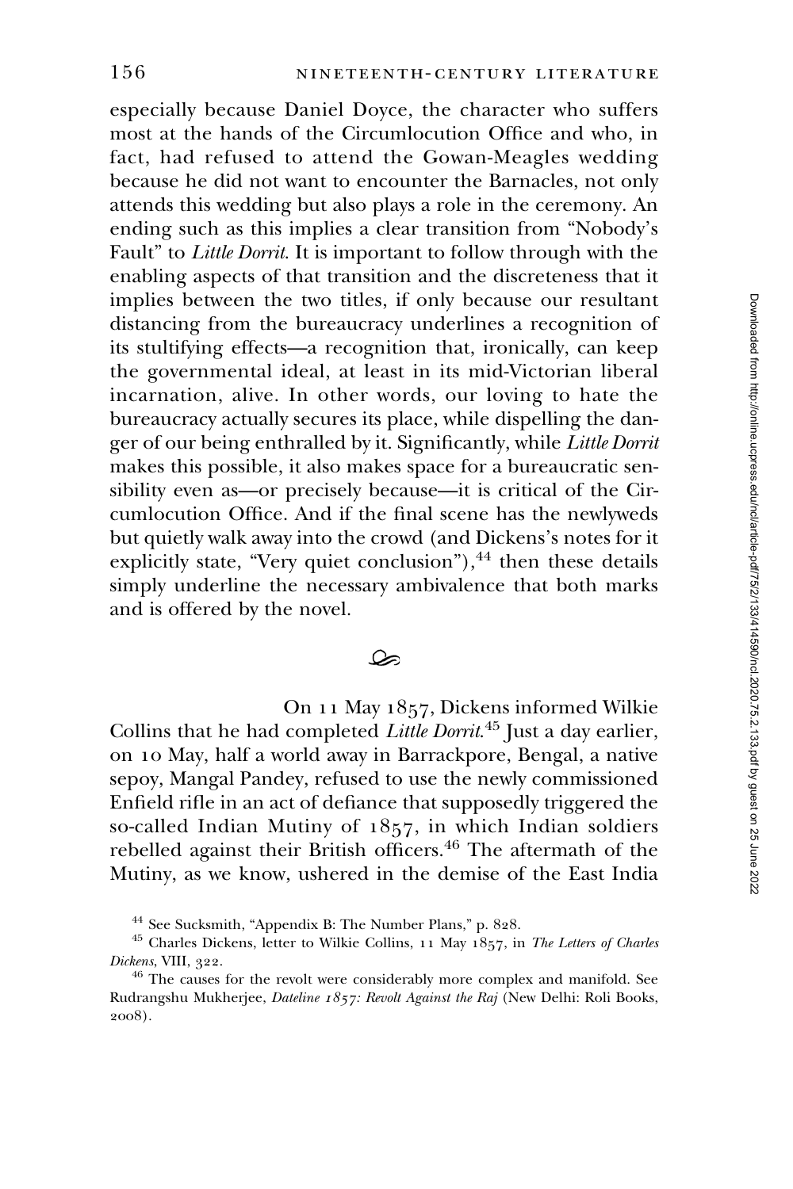especially because Daniel Doyce, the character who suffers most at the hands of the Circumlocution Office and who, in fact, had refused to attend the Gowan-Meagles wedding because he did not want to encounter the Barnacles, not only attends this wedding but also plays a role in the ceremony. An ending such as this implies a clear transition from "Nobody's Fault" to *Little Dorrit*. It is important to follow through with the enabling aspects of that transition and the discreteness that it implies between the two titles, if only because our resultant distancing from the bureaucracy underlines a recognition of its stultifying effects—a recognition that, ironically, can keep the governmental ideal, at least in its mid-Victorian liberal incarnation, alive. In other words, our loving to hate the bureaucracy actually secures its place, while dispelling the danger of our being enthralled by it. Significantly, while *Little Dorrit* makes this possible, it also makes space for a bureaucratic sensibility even as—or precisely because—it is critical of the Circumlocution Office. And if the final scene has the newlyweds but quietly walk away into the crowd (and Dickens's notes for it explicitly state, "Very quiet conclusion"),[44] then these details simply underline the necessary ambivalence that both marks and is offered by the novel.

On 11 May 1857, Dickens informed Wilkie Collins that he had completed *Little Dorrit*.[45] Just a day earlier, on 10 May, half a world away in Barrackpore, Bengal, a native sepoy, Mangal Pandey, refused to use the newly commissioned Enfield rifle in an act of defiance that supposedly triggered the so-called Indian Mutiny of 1857, in which Indian soldiers rebelled against their British officers.[46] The aftermath of the Mutiny, as we know, ushered in the demise of the East India

[44] See Sucksmith, "Appendix B: The Number Plans," p. 828.

[45] Charles Dickens, letter to Wilkie Collins, 11 May 1857, in *The Letters of Charles Dickens*, VIII, 322.

[46] The causes for the revolt were considerably more complex and manifold. See Rudrangshu Mukherjee, *Dateline 1857: Revolt Against the Raj* (New Delhi: Roli Books, 2008).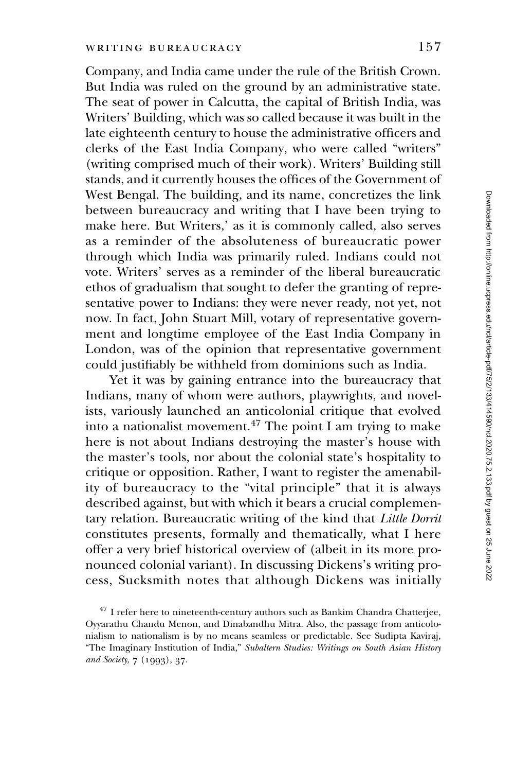Company, and India came under the rule of the British Crown. But India was ruled on the ground by an administrative state. The seat of power in Calcutta, the capital of British India, was Writers' Building, which was so called because it was built in the late eighteenth century to house the administrative officers and clerks of the East India Company, who were called "writers" (writing comprised much of their work). Writers' Building still stands, and it currently houses the offices of the Government of West Bengal. The building, and its name, concretizes the link between bureaucracy and writing that I have been trying to make here. But Writers,' as it is commonly called, also serves as a reminder of the absoluteness of bureaucratic power through which India was primarily ruled. Indians could not vote. Writers' serves as a reminder of the liberal bureaucratic ethos of gradualism that sought to defer the granting of representative power to Indians: they were never ready, not yet, not now. In fact, John Stuart Mill, votary of representative government and longtime employee of the East India Company in London, was of the opinion that representative government could justifiably be withheld from dominions such as India.

Yet it was by gaining entrance into the bureaucracy that Indians, many of whom were authors, playwrights, and novelists, variously launched an anticolonial critique that evolved into a nationalist movement.[47] The point I am trying to make here is not about Indians destroying the master's house with the master's tools, nor about the colonial state's hospitality to critique or opposition. Rather, I want to register the amenability of bureaucracy to the "vital principle" that it is always described against, but with which it bears a crucial complementary relation. Bureaucratic writing of the kind that *Little Dorrit* constitutes presents, formally and thematically, what I here offer a very brief historical overview of (albeit in its more pronounced colonial variant). In discussing Dickens's writing process, Sucksmith notes that although Dickens was initially

[47] I refer here to nineteenth-century authors such as Bankim Chandra Chatterjee, Oyyarathu Chandu Menon, and Dinabandhu Mitra. Also, the passage from anticolonialism to nationalism is by no means seamless or predictable. See Sudipta Kaviraj, "The Imaginary Institution of India," *Subaltern Studies: Writings on South Asian History and Society*, 7 (1993), 37.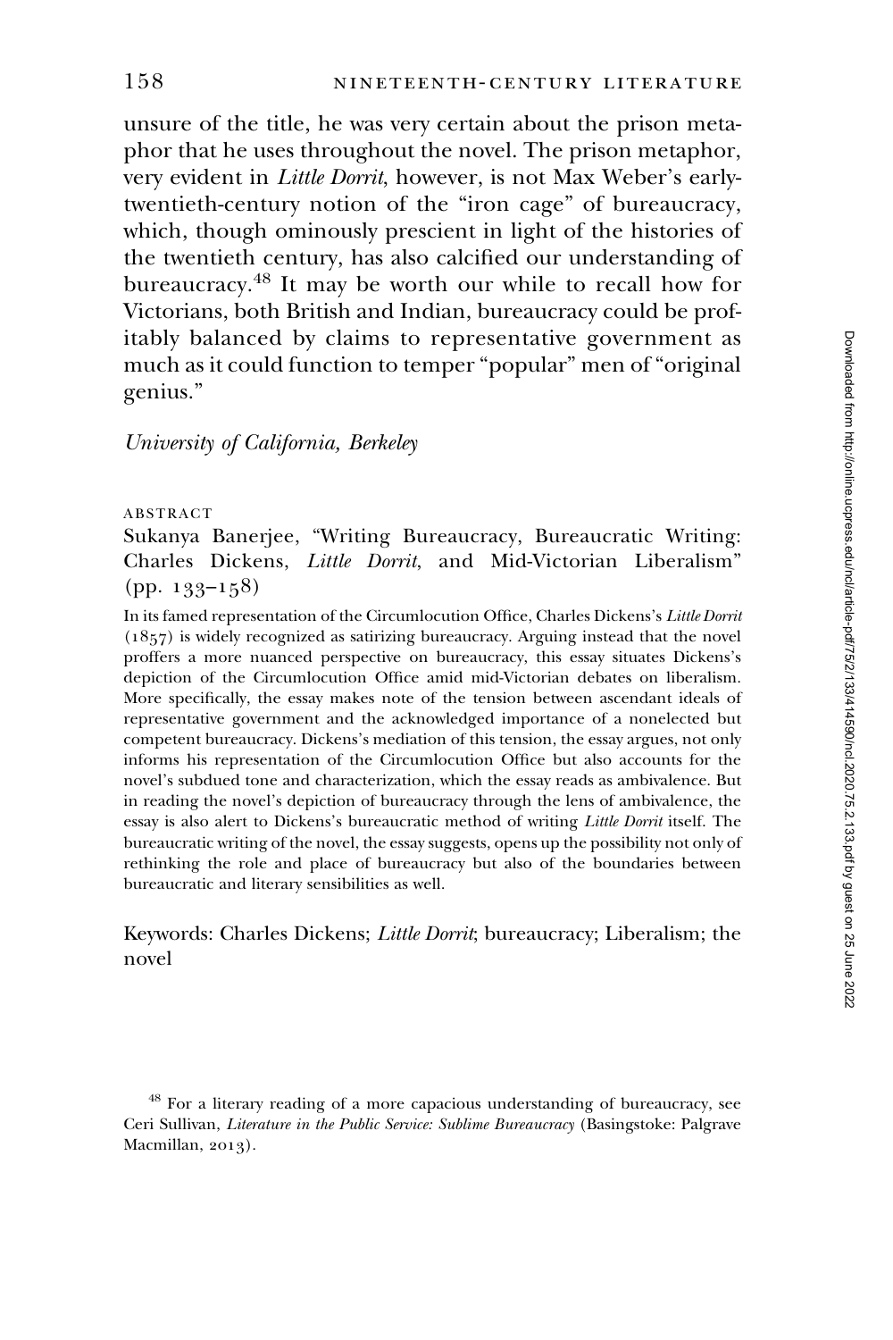unsure of the title, he was very certain about the prison metaphor that he uses throughout the novel. The prison metaphor, very evident in *Little Dorrit*, however, is not Max Weber's early-twentieth-century notion of the "iron cage" of bureaucracy, which, though ominously prescient in light of the histories of the twentieth century, has also calcified our understanding of bureaucracy.[48] It may be worth our while to recall how for Victorians, both British and Indian, bureaucracy could be profitably balanced by claims to representative government as much as it could function to temper "popular" men of "original genius."

*University of California, Berkeley*

ABSTRACT

Sukanya Banerjee, "Writing Bureaucracy, Bureaucratic Writing: Charles Dickens, *Little Dorrit*, and Mid-Victorian Liberalism" (pp. 133–158)

In its famed representation of the Circumlocution Office, Charles Dickens's *Little Dorrit* (1857) is widely recognized as satirizing bureaucracy. Arguing instead that the novel proffers a more nuanced perspective on bureaucracy, this essay situates Dickens's depiction of the Circumlocution Office amid mid-Victorian debates on liberalism. More specifically, the essay makes note of the tension between ascendant ideals of representative government and the acknowledged importance of a nonelected but competent bureaucracy. Dickens's mediation of this tension, the essay argues, not only informs his representation of the Circumlocution Office but also accounts for the novel's subdued tone and characterization, which the essay reads as ambivalence. But in reading the novel's depiction of bureaucracy through the lens of ambivalence, the essay is also alert to Dickens's bureaucratic method of writing *Little Dorrit* itself. The bureaucratic writing of the novel, the essay suggests, opens up the possibility not only of rethinking the role and place of bureaucracy but also of the boundaries between bureaucratic and literary sensibilities as well.

Keywords: Charles Dickens; *Little Dorrit*; bureaucracy; Liberalism; the novel

[48] For a literary reading of a more capacious understanding of bureaucracy, see Ceri Sullivan, *Literature in the Public Service: Sublime Bureaucracy* (Basingstoke: Palgrave Macmillan, 2013).